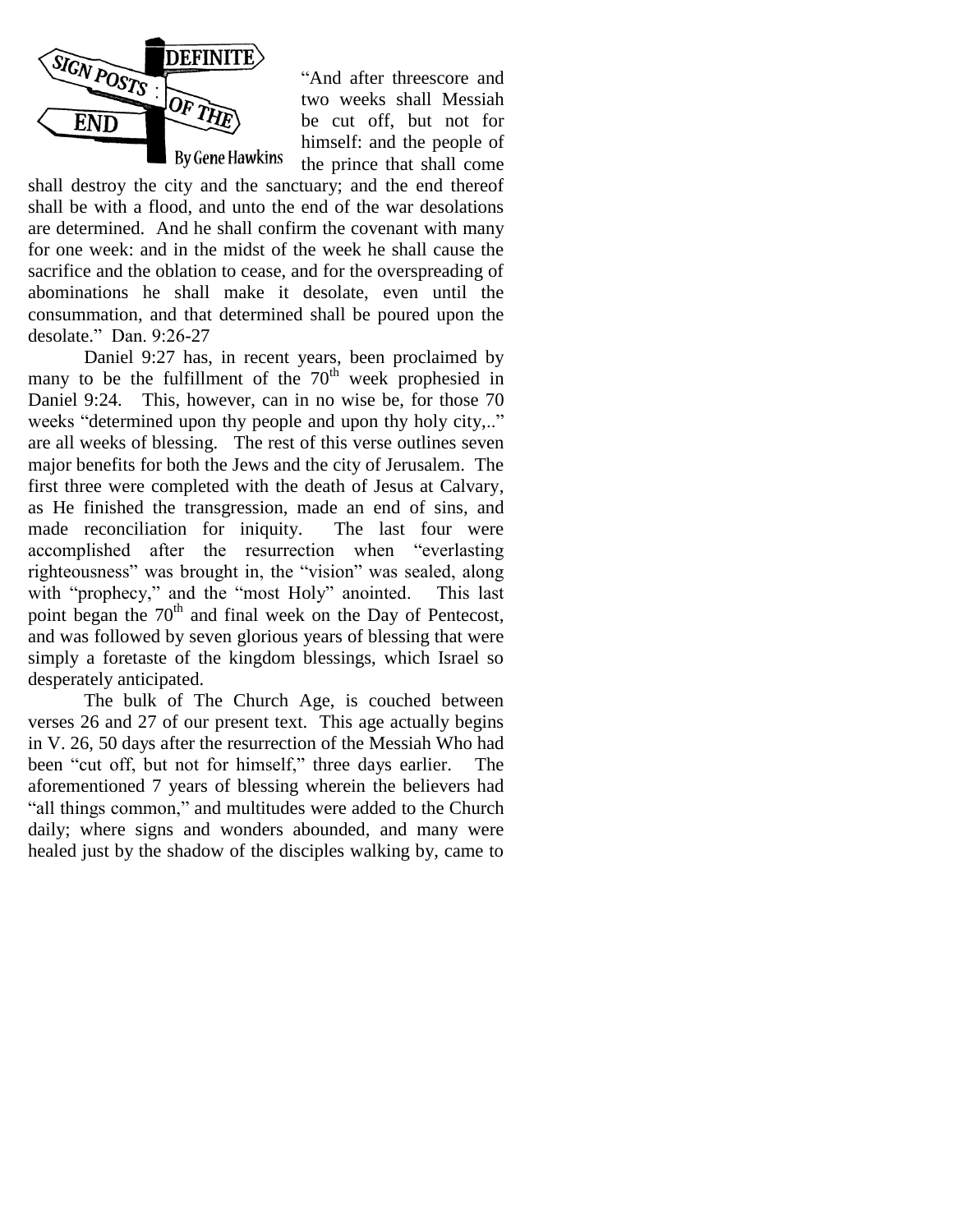# SIGN POSTS: DEFINITE OF THE END

By Gene Hawkins

"And after threescore and two weeks shall Messiah be cut off, but not for himself: and the people of the prince that shall come shall destroy the city and the sanctuary; and the end thereof shall be with a flood, and unto the end of the war desolations are determined. And he shall confirm the covenant with many for one week: and in the midst of the week he shall cause the sacrifice and the oblation to cease, and for the overspreading of abominations he shall make it desolate, even until the consummation, and that determined shall be poured upon the desolate." Dan. 9:26-27

Daniel 9:27 has, in recent years, been proclaimed by many to be the fulfillment of the 70th week prophesied in Daniel 9:24. This, however, can in no wise be, for those 70 weeks "determined upon thy people and upon thy holy city,.." are all weeks of blessing. The rest of this verse outlines seven major benefits for both the Jews and the city of Jerusalem. The first three were completed with the death of Jesus at Calvary, as He finished the transgression, made an end of sins, and made reconciliation for iniquity. The last four were accomplished after the resurrection when "everlasting righteousness" was brought in, the "vision" was sealed, along with "prophecy," and the "most Holy" anointed. This last point began the 70th and final week on the Day of Pentecost, and was followed by seven glorious years of blessing that were simply a foretaste of the kingdom blessings, which Israel so desperately anticipated.

The bulk of The Church Age, is couched between verses 26 and 27 of our present text. This age actually begins in V. 26, 50 days after the resurrection of the Messiah Who had been "cut off, but not for himself," three days earlier. The aforementioned 7 years of blessing wherein the believers had "all things common," and multitudes were added to the Church daily; where signs and wonders abounded, and many were healed just by the shadow of the disciples walking by, came to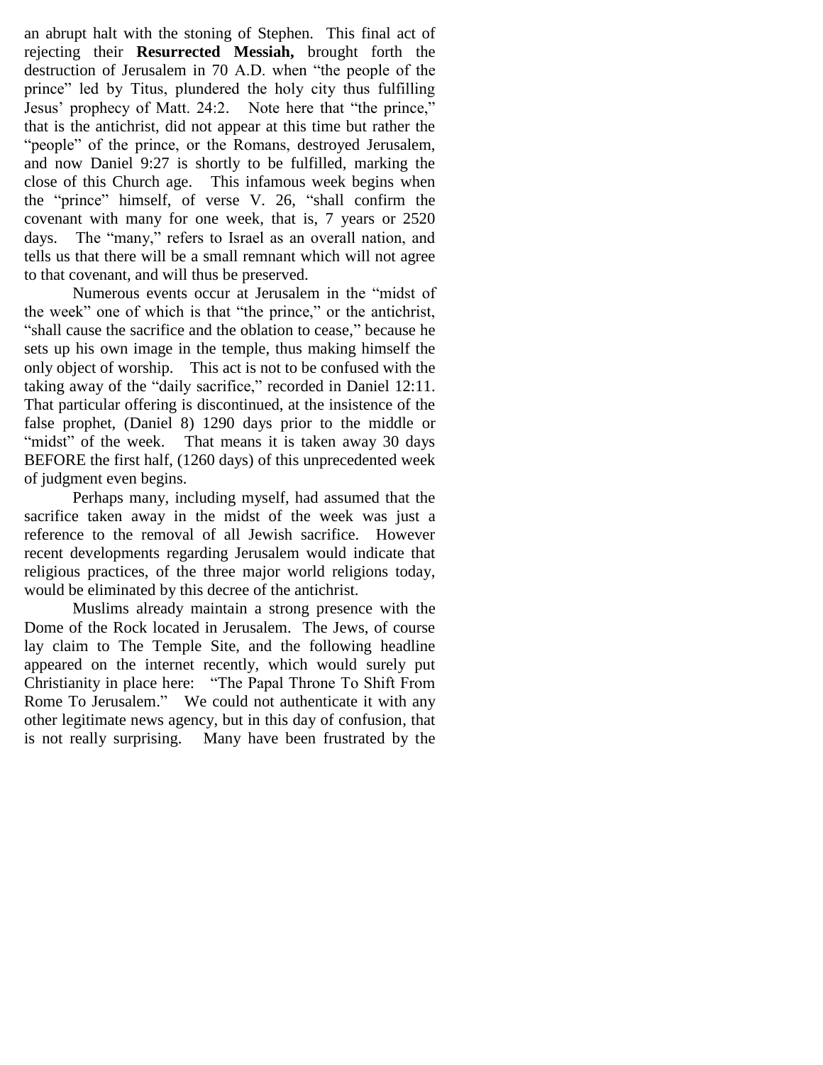an abrupt halt with the stoning of Stephen. This final act of rejecting their **Resurrected Messiah,** brought forth the destruction of Jerusalem in 70 A.D. when "the people of the prince" led by Titus, plundered the holy city thus fulfilling Jesus' prophecy of Matt. 24:2. Note here that "the prince," that is the antichrist, did not appear at this time but rather the "people" of the prince, or the Romans, destroyed Jerusalem, and now Daniel 9:27 is shortly to be fulfilled, marking the close of this Church age. This infamous week begins when the "prince" himself, of verse V. 26, "shall confirm the covenant with many for one week, that is, 7 years or 2520 days. The "many," refers to Israel as an overall nation, and tells us that there will be a small remnant which will not agree to that covenant, and will thus be preserved.

Numerous events occur at Jerusalem in the "midst of the week" one of which is that "the prince," or the antichrist, "shall cause the sacrifice and the oblation to cease," because he sets up his own image in the temple, thus making himself the only object of worship. This act is not to be confused with the taking away of the "daily sacrifice," recorded in Daniel 12:11. That particular offering is discontinued, at the insistence of the false prophet, (Daniel 8) 1290 days prior to the middle or "midst" of the week. That means it is taken away 30 days BEFORE the first half, (1260 days) of this unprecedented week of judgment even begins.

Perhaps many, including myself, had assumed that the sacrifice taken away in the midst of the week was just a reference to the removal of all Jewish sacrifice. However recent developments regarding Jerusalem would indicate that religious practices, of the three major world religions today, would be eliminated by this decree of the antichrist.

Muslims already maintain a strong presence with the Dome of the Rock located in Jerusalem. The Jews, of course lay claim to The Temple Site, and the following headline appeared on the internet recently, which would surely put Christianity in place here: "The Papal Throne To Shift From Rome To Jerusalem." We could not authenticate it with any other legitimate news agency, but in this day of confusion, that is not really surprising. Many have been frustrated by the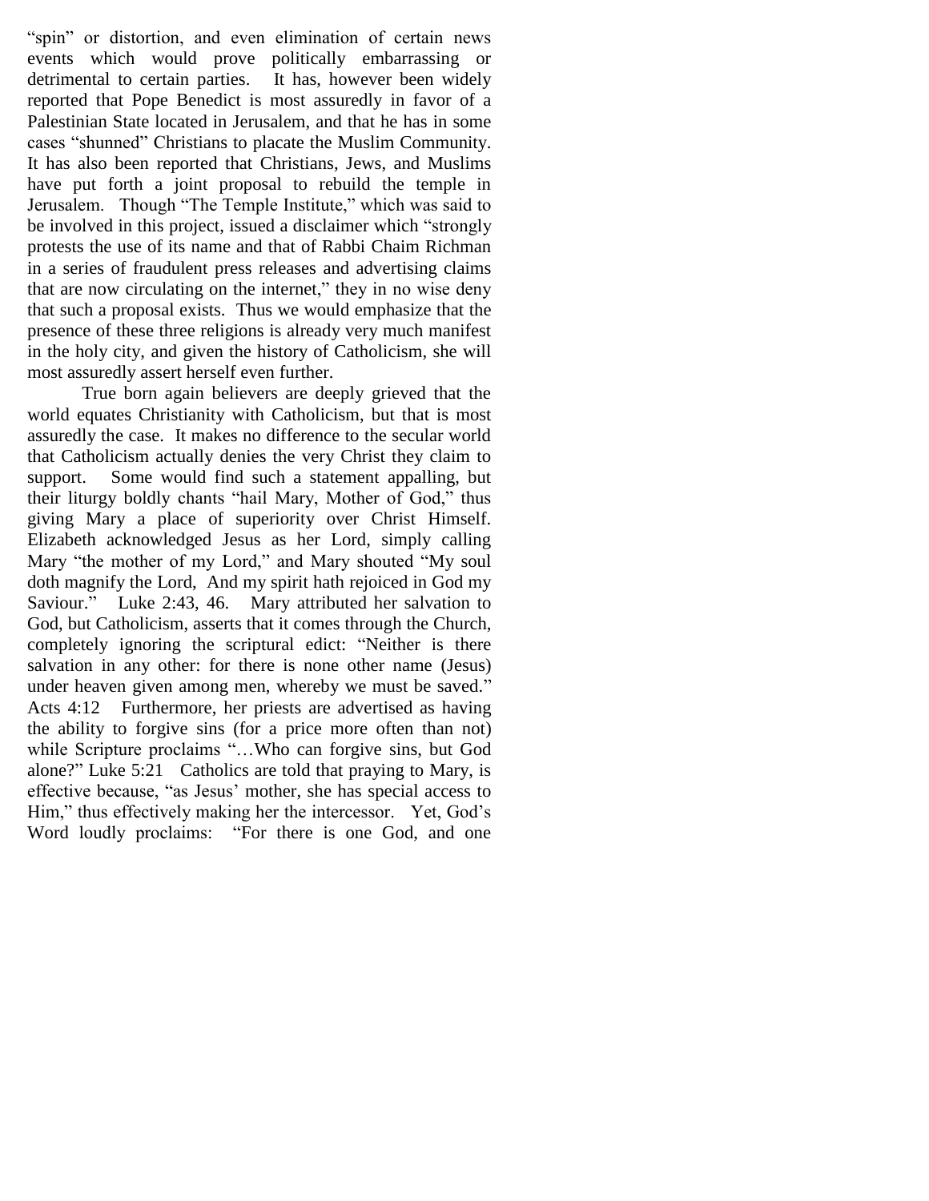"spin" or distortion, and even elimination of certain news events which would prove politically embarrassing or detrimental to certain parties. It has, however been widely reported that Pope Benedict is most assuredly in favor of a Palestinian State located in Jerusalem, and that he has in some cases "shunned" Christians to placate the Muslim Community. It has also been reported that Christians, Jews, and Muslims have put forth a joint proposal to rebuild the temple in Jerusalem. Though "The Temple Institute," which was said to be involved in this project, issued a disclaimer which "strongly protests the use of its name and that of Rabbi Chaim Richman in a series of fraudulent press releases and advertising claims that are now circulating on the internet," they in no wise deny that such a proposal exists. Thus we would emphasize that the presence of these three religions is already very much manifest in the holy city, and given the history of Catholicism, she will most assuredly assert herself even further.

True born again believers are deeply grieved that the world equates Christianity with Catholicism, but that is most assuredly the case. It makes no difference to the secular world that Catholicism actually denies the very Christ they claim to support. Some would find such a statement appalling, but their liturgy boldly chants "hail Mary, Mother of God," thus giving Mary a place of superiority over Christ Himself. Elizabeth acknowledged Jesus as her Lord, simply calling Mary "the mother of my Lord," and Mary shouted "My soul doth magnify the Lord, And my spirit hath rejoiced in God my Saviour." Luke 2:43, 46. Mary attributed her salvation to God, but Catholicism, asserts that it comes through the Church, completely ignoring the scriptural edict: "Neither is there salvation in any other: for there is none other name (Jesus) under heaven given among men, whereby we must be saved." Acts 4:12 Furthermore, her priests are advertised as having the ability to forgive sins (for a price more often than not) while Scripture proclaims "…Who can forgive sins, but God alone?" Luke 5:21 Catholics are told that praying to Mary, is effective because, "as Jesus' mother, she has special access to Him," thus effectively making her the intercessor. Yet, God's Word loudly proclaims: "For there is one God, and one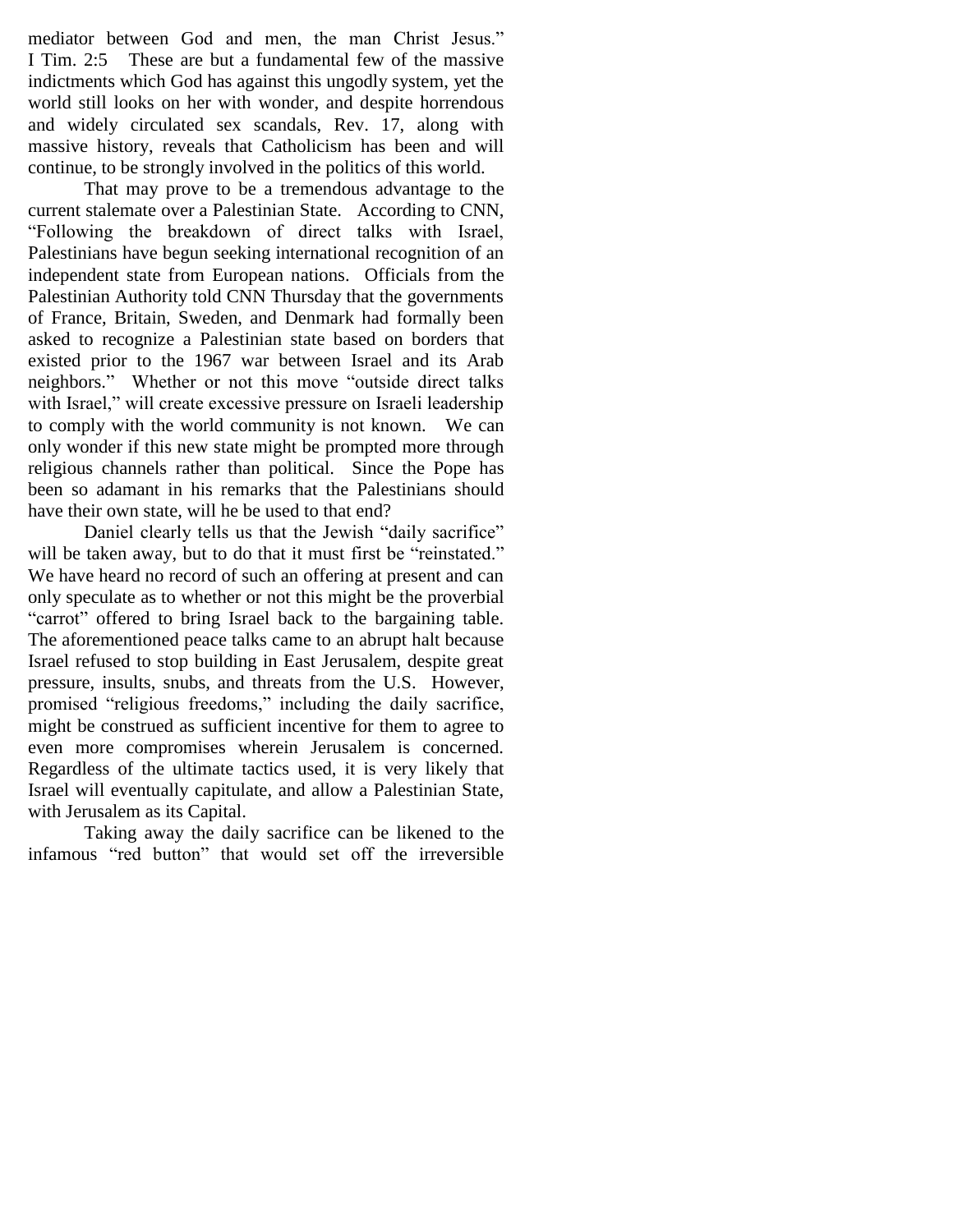mediator between God and men, the man Christ Jesus." I Tim. 2:5 These are but a fundamental few of the massive indictments which God has against this ungodly system, yet the world still looks on her with wonder, and despite horrendous and widely circulated sex scandals, Rev. 17, along with massive history, reveals that Catholicism has been and will continue, to be strongly involved in the politics of this world.

That may prove to be a tremendous advantage to the current stalemate over a Palestinian State. According to CNN, "Following the breakdown of direct talks with Israel, Palestinians have begun seeking international recognition of an independent state from European nations. Officials from the Palestinian Authority told CNN Thursday that the governments of France, Britain, Sweden, and Denmark had formally been asked to recognize a Palestinian state based on borders that existed prior to the 1967 war between Israel and its Arab neighbors." Whether or not this move "outside direct talks with Israel," will create excessive pressure on Israeli leadership to comply with the world community is not known. We can only wonder if this new state might be prompted more through religious channels rather than political. Since the Pope has been so adamant in his remarks that the Palestinians should have their own state, will he be used to that end?

Daniel clearly tells us that the Jewish "daily sacrifice" will be taken away, but to do that it must first be "reinstated." We have heard no record of such an offering at present and can only speculate as to whether or not this might be the proverbial "carrot" offered to bring Israel back to the bargaining table. The aforementioned peace talks came to an abrupt halt because Israel refused to stop building in East Jerusalem, despite great pressure, insults, snubs, and threats from the U.S. However, promised "religious freedoms," including the daily sacrifice, might be construed as sufficient incentive for them to agree to even more compromises wherein Jerusalem is concerned. Regardless of the ultimate tactics used, it is very likely that Israel will eventually capitulate, and allow a Palestinian State, with Jerusalem as its Capital.

Taking away the daily sacrifice can be likened to the infamous "red button" that would set off the irreversible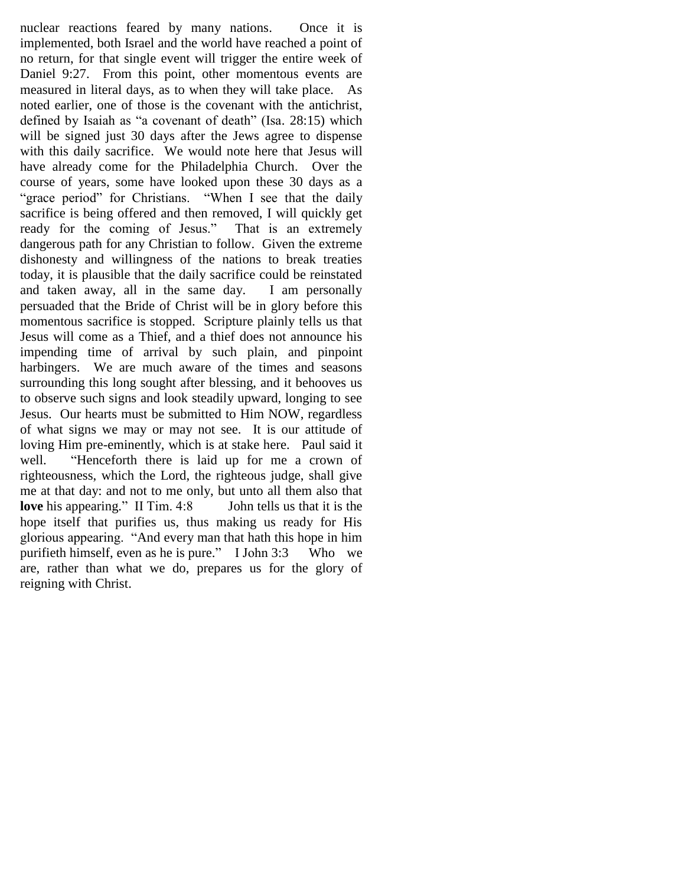nuclear reactions feared by many nations. Once it is implemented, both Israel and the world have reached a point of no return, for that single event will trigger the entire week of Daniel 9:27. From this point, other momentous events are measured in literal days, as to when they will take place. As noted earlier, one of those is the covenant with the antichrist, defined by Isaiah as "a covenant of death" (Isa. 28:15) which will be signed just 30 days after the Jews agree to dispense with this daily sacrifice. We would note here that Jesus will have already come for the Philadelphia Church. Over the course of years, some have looked upon these 30 days as a "grace period" for Christians. "When I see that the daily sacrifice is being offered and then removed, I will quickly get ready for the coming of Jesus." That is an extremely dangerous path for any Christian to follow. Given the extreme dishonesty and willingness of the nations to break treaties today, it is plausible that the daily sacrifice could be reinstated and taken away, all in the same day. I am personally persuaded that the Bride of Christ will be in glory before this momentous sacrifice is stopped. Scripture plainly tells us that Jesus will come as a Thief, and a thief does not announce his impending time of arrival by such plain, and pinpoint harbingers. We are much aware of the times and seasons surrounding this long sought after blessing, and it behooves us to observe such signs and look steadily upward, longing to see Jesus. Our hearts must be submitted to Him NOW, regardless of what signs we may or may not see. It is our attitude of loving Him pre-eminently, which is at stake here. Paul said it well. "Henceforth there is laid up for me a crown of righteousness, which the Lord, the righteous judge, shall give me at that day: and not to me only, but unto all them also that **love** his appearing." II Tim. 4:8 John tells us that it is the hope itself that purifies us, thus making us ready for His glorious appearing. "And every man that hath this hope in him purifieth himself, even as he is pure." I John 3:3 Who we are, rather than what we do, prepares us for the glory of reigning with Christ.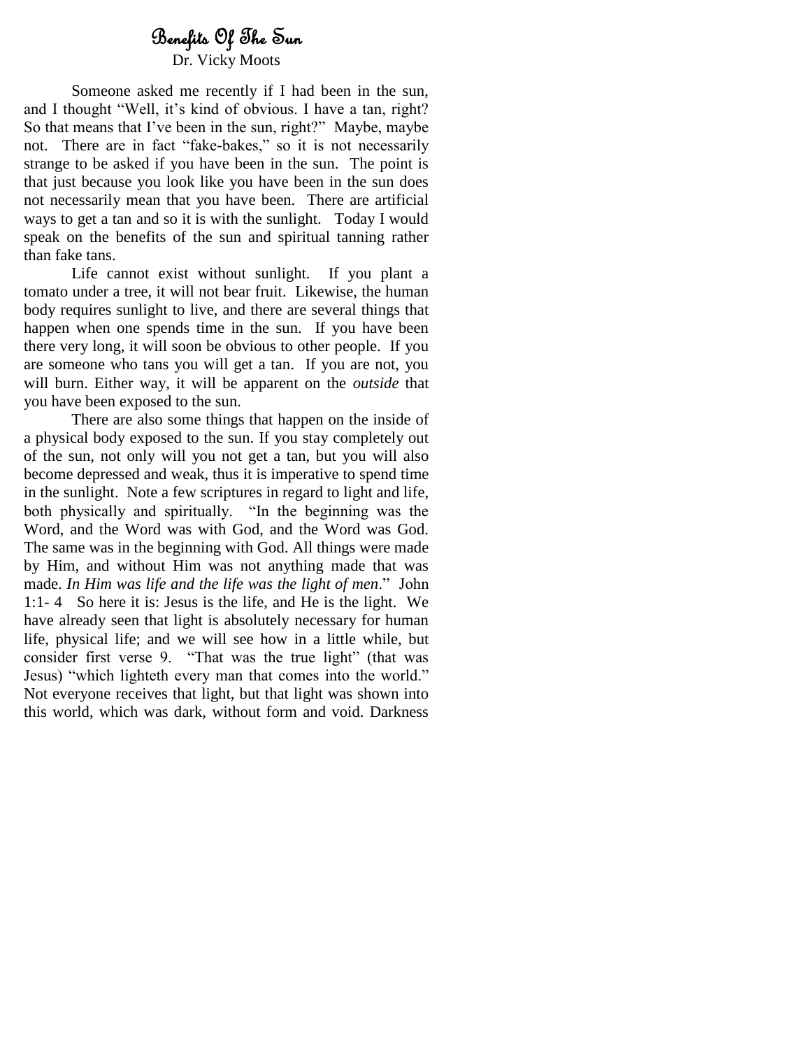# Benefits Of The Sun

Dr. Vicky Moots

Someone asked me recently if I had been in the sun, and I thought "Well, it's kind of obvious. I have a tan, right? So that means that I've been in the sun, right?" Maybe, maybe not. There are in fact "fake-bakes," so it is not necessarily strange to be asked if you have been in the sun. The point is that just because you look like you have been in the sun does not necessarily mean that you have been. There are artificial ways to get a tan and so it is with the sunlight. Today I would speak on the benefits of the sun and spiritual tanning rather than fake tans.

Life cannot exist without sunlight. If you plant a tomato under a tree, it will not bear fruit. Likewise, the human body requires sunlight to live, and there are several things that happen when one spends time in the sun. If you have been there very long, it will soon be obvious to other people. If you are someone who tans you will get a tan. If you are not, you will burn. Either way, it will be apparent on the *outside* that you have been exposed to the sun.

There are also some things that happen on the inside of a physical body exposed to the sun. If you stay completely out of the sun, not only will you not get a tan, but you will also become depressed and weak, thus it is imperative to spend time in the sunlight. Note a few scriptures in regard to light and life, both physically and spiritually. "In the beginning was the Word, and the Word was with God, and the Word was God. The same was in the beginning with God. All things were made by Him, and without Him was not anything made that was made. *In Him was life and the life was the light of men*." John 1:1- 4 So here it is: Jesus is the life, and He is the light. We have already seen that light is absolutely necessary for human life, physical life; and we will see how in a little while, but consider first verse 9. "That was the true light" (that was Jesus) "which lighteth every man that comes into the world." Not everyone receives that light, but that light was shown into this world, which was dark, without form and void. Darkness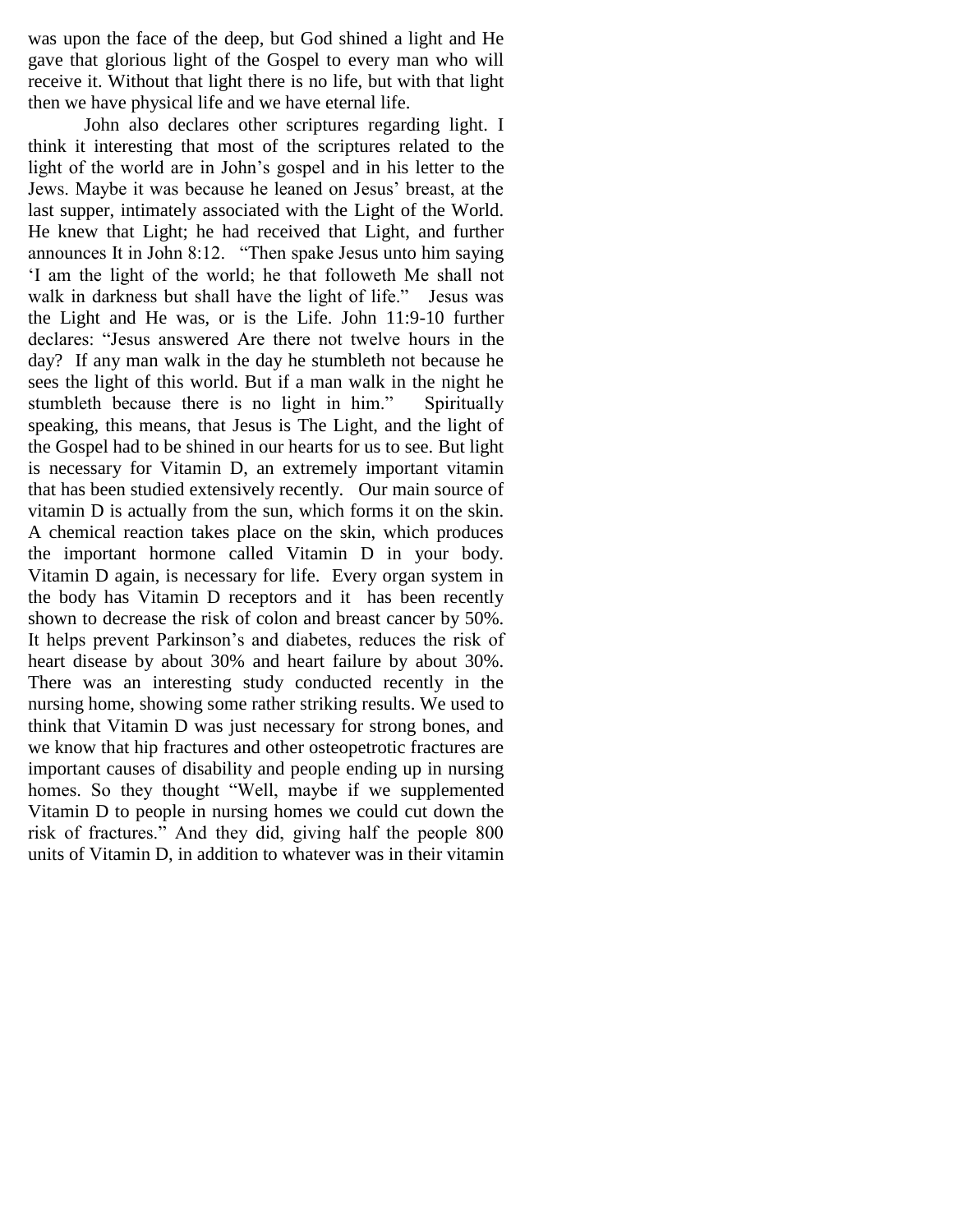was upon the face of the deep, but God shined a light and He gave that glorious light of the Gospel to every man who will receive it. Without that light there is no life, but with that light then we have physical life and we have eternal life.

John also declares other scriptures regarding light. I think it interesting that most of the scriptures related to the light of the world are in John's gospel and in his letter to the Jews. Maybe it was because he leaned on Jesus' breast, at the last supper, intimately associated with the Light of the World. He knew that Light; he had received that Light, and further announces It in John 8:12. "Then spake Jesus unto him saying 'I am the light of the world; he that followeth Me shall not walk in darkness but shall have the light of life." Jesus was the Light and He was, or is the Life. John 11:9-10 further declares: "Jesus answered Are there not twelve hours in the day? If any man walk in the day he stumbleth not because he sees the light of this world. But if a man walk in the night he stumbleth because there is no light in him." Spiritually speaking, this means, that Jesus is The Light, and the light of the Gospel had to be shined in our hearts for us to see. But light is necessary for Vitamin D, an extremely important vitamin that has been studied extensively recently. Our main source of vitamin D is actually from the sun, which forms it on the skin. A chemical reaction takes place on the skin, which produces the important hormone called Vitamin D in your body. Vitamin D again, is necessary for life. Every organ system in the body has Vitamin D receptors and it has been recently shown to decrease the risk of colon and breast cancer by 50%. It helps prevent Parkinson's and diabetes, reduces the risk of heart disease by about 30% and heart failure by about 30%. There was an interesting study conducted recently in the nursing home, showing some rather striking results. We used to think that Vitamin D was just necessary for strong bones, and we know that hip fractures and other osteopetrotic fractures are important causes of disability and people ending up in nursing homes. So they thought "Well, maybe if we supplemented Vitamin D to people in nursing homes we could cut down the risk of fractures." And they did, giving half the people 800 units of Vitamin D, in addition to whatever was in their vitamin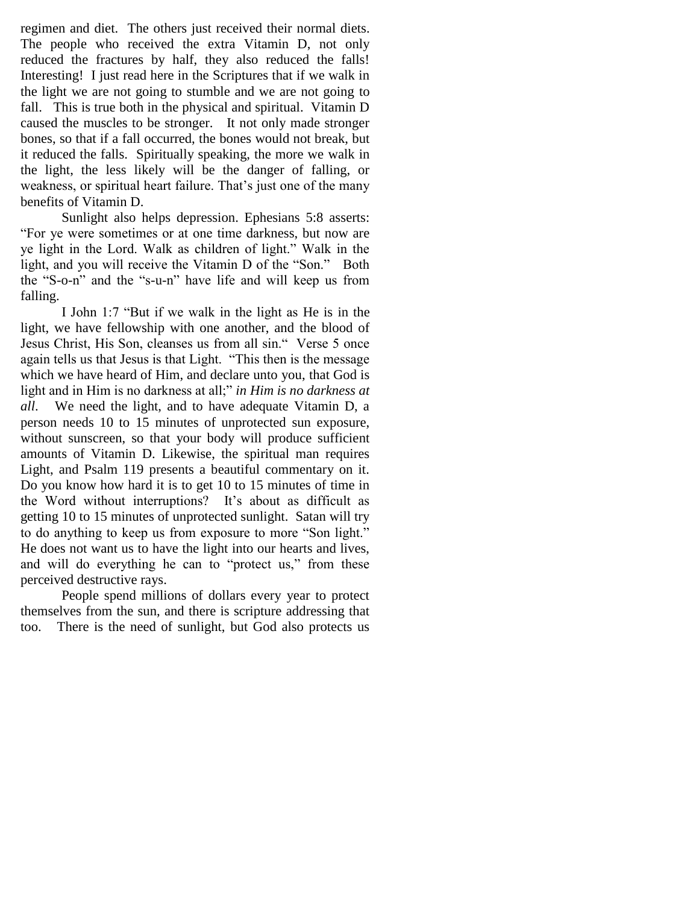regimen and diet. The others just received their normal diets. The people who received the extra Vitamin D, not only reduced the fractures by half, they also reduced the falls! Interesting! I just read here in the Scriptures that if we walk in the light we are not going to stumble and we are not going to fall. This is true both in the physical and spiritual. Vitamin D caused the muscles to be stronger. It not only made stronger bones, so that if a fall occurred, the bones would not break, but it reduced the falls. Spiritually speaking, the more we walk in the light, the less likely will be the danger of falling, or weakness, or spiritual heart failure. That's just one of the many benefits of Vitamin D.

Sunlight also helps depression. Ephesians 5:8 asserts: "For ye were sometimes or at one time darkness, but now are ye light in the Lord. Walk as children of light." Walk in the light, and you will receive the Vitamin D of the "Son." Both the "S-o-n" and the "s-u-n" have life and will keep us from falling.

I John 1:7 "But if we walk in the light as He is in the light, we have fellowship with one another, and the blood of Jesus Christ, His Son, cleanses us from all sin." Verse 5 once again tells us that Jesus is that Light. "This then is the message which we have heard of Him, and declare unto you, that God is light and in Him is no darkness at all;" *in Him is no darkness at all*. We need the light, and to have adequate Vitamin D, a person needs 10 to 15 minutes of unprotected sun exposure, without sunscreen, so that your body will produce sufficient amounts of Vitamin D. Likewise, the spiritual man requires Light, and Psalm 119 presents a beautiful commentary on it. Do you know how hard it is to get 10 to 15 minutes of time in the Word without interruptions? It's about as difficult as getting 10 to 15 minutes of unprotected sunlight. Satan will try to do anything to keep us from exposure to more "Son light." He does not want us to have the light into our hearts and lives, and will do everything he can to "protect us," from these perceived destructive rays.

People spend millions of dollars every year to protect themselves from the sun, and there is scripture addressing that too. There is the need of sunlight, but God also protects us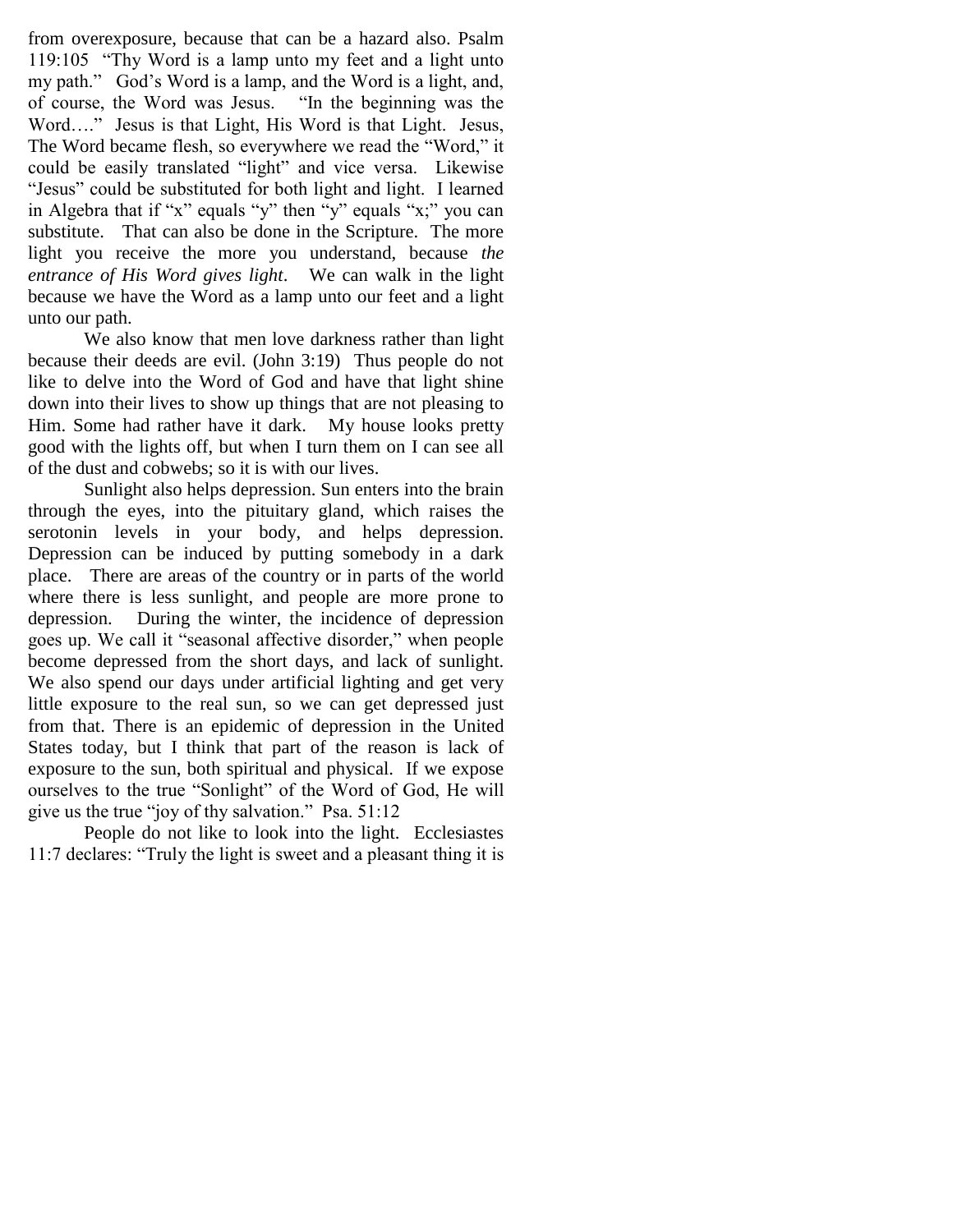from overexposure, because that can be a hazard also. Psalm 119:105 "Thy Word is a lamp unto my feet and a light unto my path." God's Word is a lamp, and the Word is a light, and, of course, the Word was Jesus. "In the beginning was the Word…." Jesus is that Light, His Word is that Light. Jesus, The Word became flesh, so everywhere we read the "Word," it could be easily translated "light" and vice versa. Likewise "Jesus" could be substituted for both light and light. I learned in Algebra that if "x" equals "y" then "y" equals "x;" you can substitute. That can also be done in the Scripture. The more light you receive the more you understand, because *the entrance of His Word gives light*. We can walk in the light because we have the Word as a lamp unto our feet and a light unto our path.

We also know that men love darkness rather than light because their deeds are evil. (John 3:19) Thus people do not like to delve into the Word of God and have that light shine down into their lives to show up things that are not pleasing to Him. Some had rather have it dark. My house looks pretty good with the lights off, but when I turn them on I can see all of the dust and cobwebs; so it is with our lives.

Sunlight also helps depression. Sun enters into the brain through the eyes, into the pituitary gland, which raises the serotonin levels in your body, and helps depression. Depression can be induced by putting somebody in a dark place. There are areas of the country or in parts of the world where there is less sunlight, and people are more prone to depression. During the winter, the incidence of depression goes up. We call it "seasonal affective disorder," when people become depressed from the short days, and lack of sunlight. We also spend our days under artificial lighting and get very little exposure to the real sun, so we can get depressed just from that. There is an epidemic of depression in the United States today, but I think that part of the reason is lack of exposure to the sun, both spiritual and physical. If we expose ourselves to the true "Sonlight" of the Word of God, He will give us the true "joy of thy salvation." Psa. 51:12

People do not like to look into the light. Ecclesiastes 11:7 declares: "Truly the light is sweet and a pleasant thing it is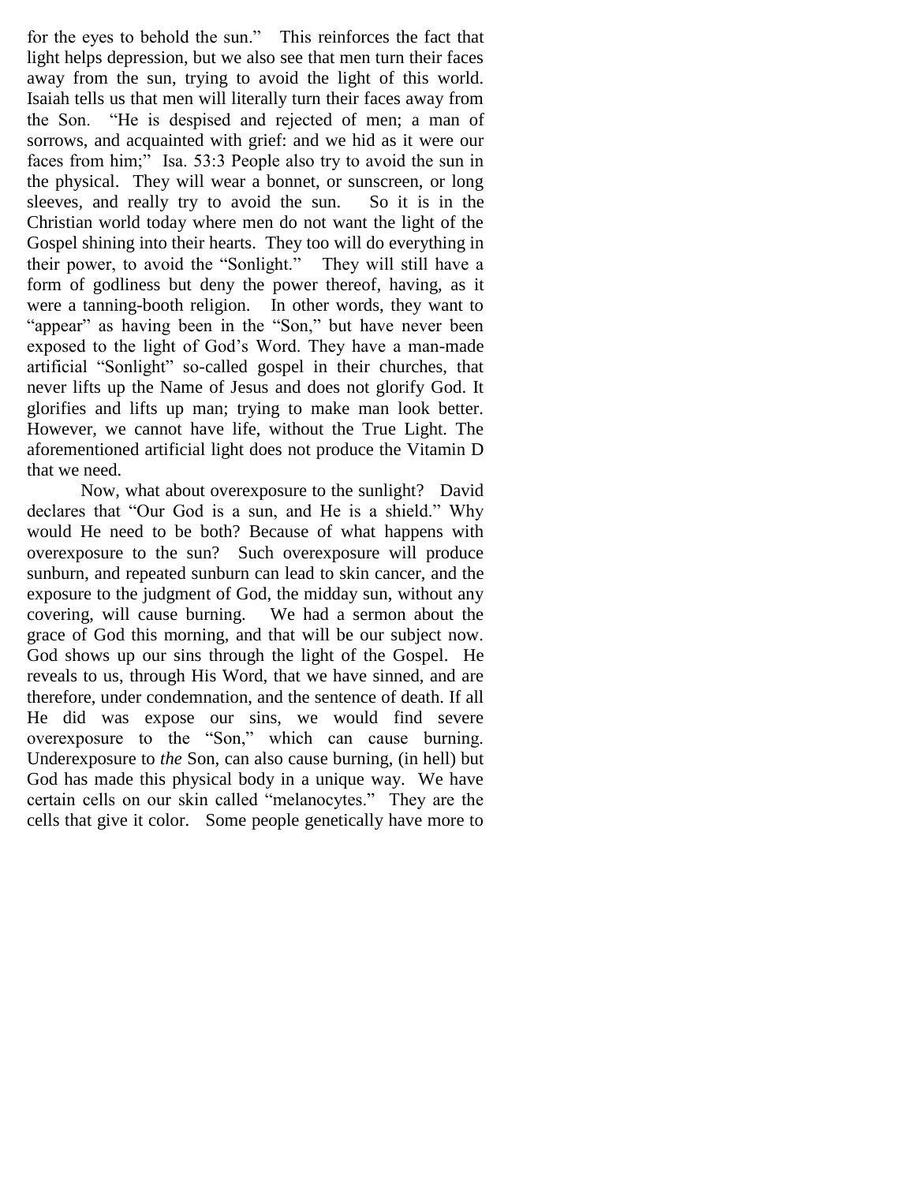for the eyes to behold the sun." This reinforces the fact that light helps depression, but we also see that men turn their faces away from the sun, trying to avoid the light of this world. Isaiah tells us that men will literally turn their faces away from the Son. "He is despised and rejected of men; a man of sorrows, and acquainted with grief: and we hid as it were our faces from him;" Isa. 53:3 People also try to avoid the sun in the physical. They will wear a bonnet, or sunscreen, or long sleeves, and really try to avoid the sun. So it is in the Christian world today where men do not want the light of the Gospel shining into their hearts. They too will do everything in their power, to avoid the "Sonlight." They will still have a form of godliness but deny the power thereof, having, as it were a tanning-booth religion. In other words, they want to "appear" as having been in the "Son," but have never been exposed to the light of God's Word. They have a man-made artificial "Sonlight" so-called gospel in their churches, that never lifts up the Name of Jesus and does not glorify God. It glorifies and lifts up man; trying to make man look better. However, we cannot have life, without the True Light. The aforementioned artificial light does not produce the Vitamin D that we need.

Now, what about overexposure to the sunlight? David declares that "Our God is a sun, and He is a shield." Why would He need to be both? Because of what happens with overexposure to the sun? Such overexposure will produce sunburn, and repeated sunburn can lead to skin cancer, and the exposure to the judgment of God, the midday sun, without any covering, will cause burning. We had a sermon about the grace of God this morning, and that will be our subject now. God shows up our sins through the light of the Gospel. He reveals to us, through His Word, that we have sinned, and are therefore, under condemnation, and the sentence of death. If all He did was expose our sins, we would find severe overexposure to the "Son," which can cause burning. Underexposure to *the* Son, can also cause burning, (in hell) but God has made this physical body in a unique way. We have certain cells on our skin called "melanocytes." They are the cells that give it color. Some people genetically have more to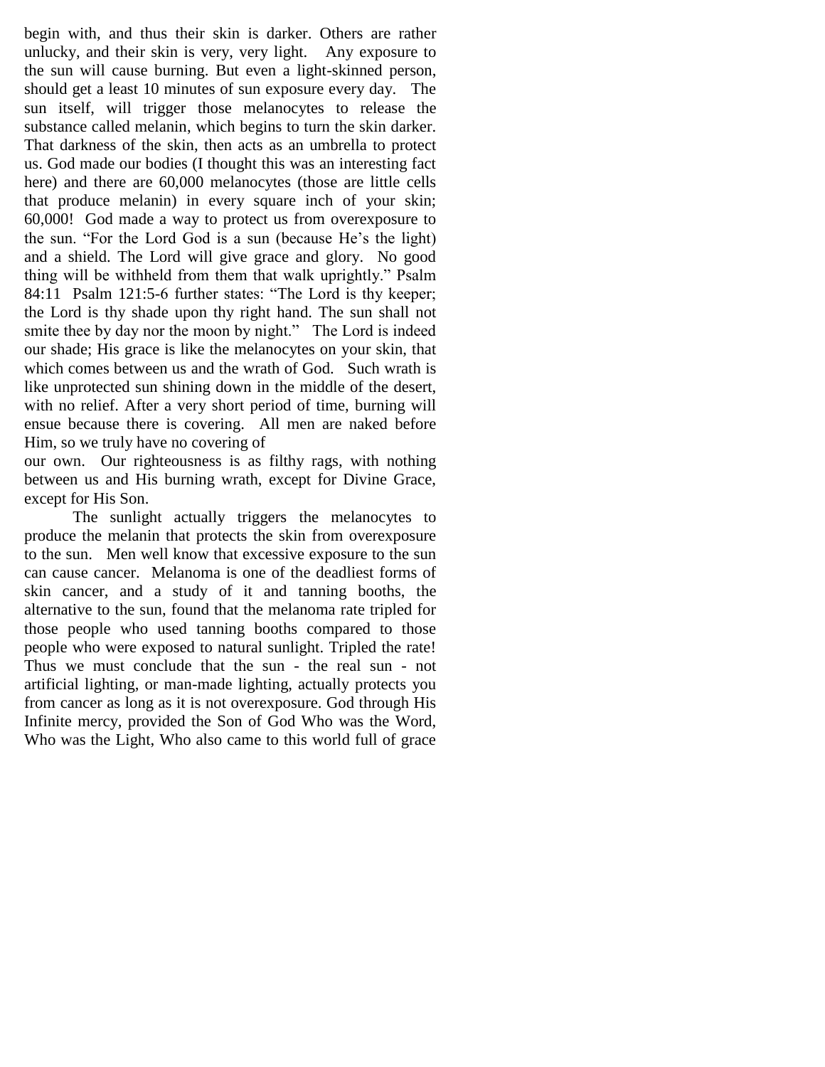begin with, and thus their skin is darker. Others are rather unlucky, and their skin is very, very light. Any exposure to the sun will cause burning. But even a light-skinned person, should get a least 10 minutes of sun exposure every day. The sun itself, will trigger those melanocytes to release the substance called melanin, which begins to turn the skin darker. That darkness of the skin, then acts as an umbrella to protect us. God made our bodies (I thought this was an interesting fact here) and there are 60,000 melanocytes (those are little cells that produce melanin) in every square inch of your skin; 60,000! God made a way to protect us from overexposure to the sun. "For the Lord God is a sun (because He's the light) and a shield. The Lord will give grace and glory. No good thing will be withheld from them that walk uprightly." Psalm 84:11 Psalm 121:5-6 further states: "The Lord is thy keeper; the Lord is thy shade upon thy right hand. The sun shall not smite thee by day nor the moon by night." The Lord is indeed our shade; His grace is like the melanocytes on your skin, that which comes between us and the wrath of God. Such wrath is like unprotected sun shining down in the middle of the desert, with no relief. After a very short period of time, burning will ensue because there is covering. All men are naked before Him, so we truly have no covering of our own. Our righteousness is as filthy rags, with nothing between us and His burning wrath, except for Divine Grace, except for His Son.

The sunlight actually triggers the melanocytes to produce the melanin that protects the skin from overexposure to the sun. Men well know that excessive exposure to the sun can cause cancer. Melanoma is one of the deadliest forms of skin cancer, and a study of it and tanning booths, the alternative to the sun, found that the melanoma rate tripled for those people who used tanning booths compared to those people who were exposed to natural sunlight. Tripled the rate! Thus we must conclude that the sun - the real sun - not artificial lighting, or man-made lighting, actually protects you from cancer as long as it is not overexposure. God through His Infinite mercy, provided the Son of God Who was the Word, Who was the Light, Who also came to this world full of grace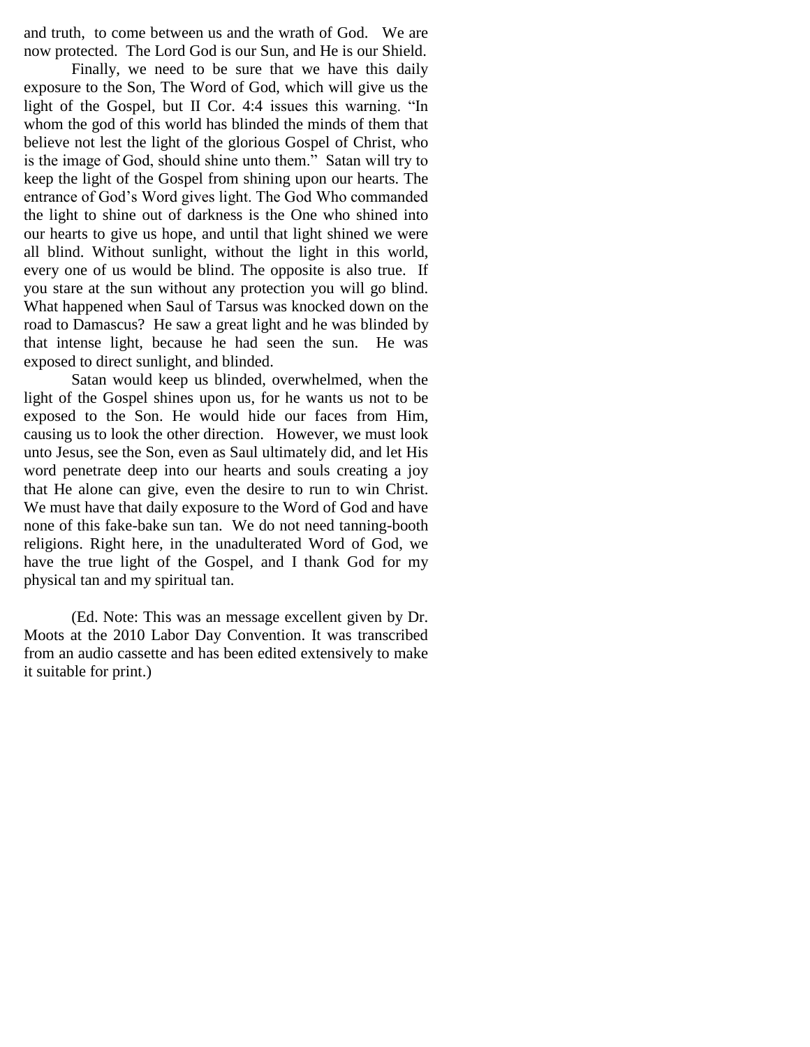and truth, to come between us and the wrath of God. We are now protected. The Lord God is our Sun, and He is our Shield.

Finally, we need to be sure that we have this daily exposure to the Son, The Word of God, which will give us the light of the Gospel, but II Cor. 4:4 issues this warning. "In whom the god of this world has blinded the minds of them that believe not lest the light of the glorious Gospel of Christ, who is the image of God, should shine unto them." Satan will try to keep the light of the Gospel from shining upon our hearts. The entrance of God's Word gives light. The God Who commanded the light to shine out of darkness is the One who shined into our hearts to give us hope, and until that light shined we were all blind. Without sunlight, without the light in this world, every one of us would be blind. The opposite is also true. If you stare at the sun without any protection you will go blind. What happened when Saul of Tarsus was knocked down on the road to Damascus? He saw a great light and he was blinded by that intense light, because he had seen the sun. He was exposed to direct sunlight, and blinded.

Satan would keep us blinded, overwhelmed, when the light of the Gospel shines upon us, for he wants us not to be exposed to the Son. He would hide our faces from Him, causing us to look the other direction. However, we must look unto Jesus, see the Son, even as Saul ultimately did, and let His word penetrate deep into our hearts and souls creating a joy that He alone can give, even the desire to run to win Christ. We must have that daily exposure to the Word of God and have none of this fake-bake sun tan. We do not need tanning-booth religions. Right here, in the unadulterated Word of God, we have the true light of the Gospel, and I thank God for my physical tan and my spiritual tan.

(Ed. Note: This was an message excellent given by Dr. Moots at the 2010 Labor Day Convention. It was transcribed from an audio cassette and has been edited extensively to make it suitable for print.)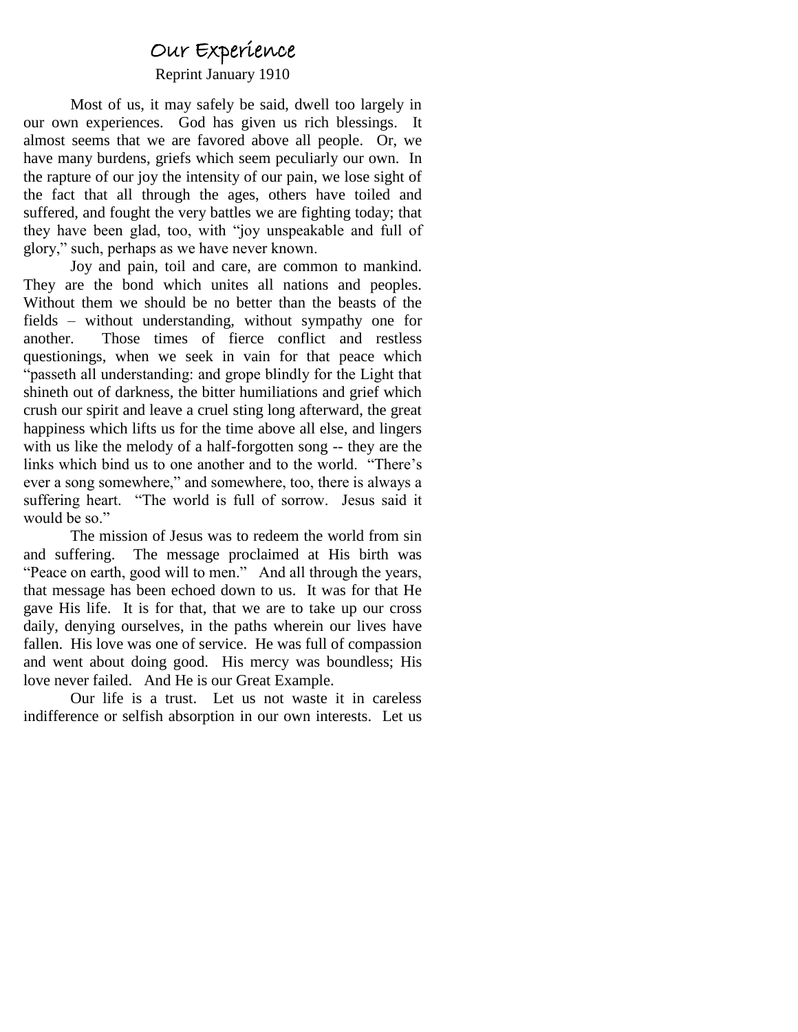# Our Experience

Reprint January 1910

Most of us, it may safely be said, dwell too largely in our own experiences. God has given us rich blessings. It almost seems that we are favored above all people. Or, we have many burdens, griefs which seem peculiarly our own. In the rapture of our joy the intensity of our pain, we lose sight of the fact that all through the ages, others have toiled and suffered, and fought the very battles we are fighting today; that they have been glad, too, with "joy unspeakable and full of glory," such, perhaps as we have never known.

Joy and pain, toil and care, are common to mankind. They are the bond which unites all nations and peoples. Without them we should be no better than the beasts of the fields – without understanding, without sympathy one for another. Those times of fierce conflict and restless questionings, when we seek in vain for that peace which "passeth all understanding: and grope blindly for the Light that shineth out of darkness, the bitter humiliations and grief which crush our spirit and leave a cruel sting long afterward, the great happiness which lifts us for the time above all else, and lingers with us like the melody of a half-forgotten song -- they are the links which bind us to one another and to the world. "There's ever a song somewhere," and somewhere, too, there is always a suffering heart. "The world is full of sorrow. Jesus said it would be so."

The mission of Jesus was to redeem the world from sin and suffering. The message proclaimed at His birth was "Peace on earth, good will to men." And all through the years, that message has been echoed down to us. It was for that He gave His life. It is for that, that we are to take up our cross daily, denying ourselves, in the paths wherein our lives have fallen. His love was one of service. He was full of compassion and went about doing good. His mercy was boundless; His love never failed. And He is our Great Example.

Our life is a trust. Let us not waste it in careless indifference or selfish absorption in our own interests. Let us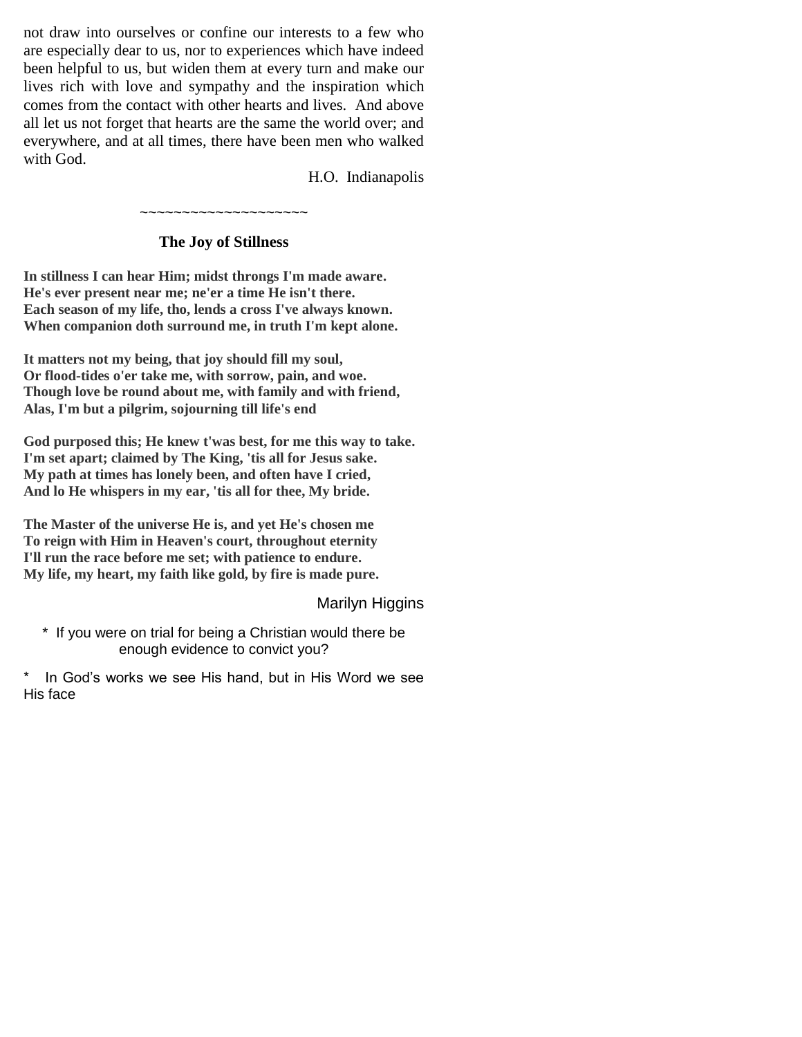not draw into ourselves or confine our interests to a few who are especially dear to us, nor to experiences which have indeed been helpful to us, but widen them at every turn and make our lives rich with love and sympathy and the inspiration which comes from the contact with other hearts and lives. And above all let us not forget that hearts are the same the world over; and everywhere, and at all times, there have been men who walked with God.

H.O. Indianapolis

~~~~~~~~~~~~~~~~~~~~

### The Joy of Stillness

**In stillness I can hear Him; midst throngs I'm made aware.**
**He's ever present near me; ne'er a time He isn't there.**
**Each season of my life, tho, lends a cross I've always known.**
**When companion doth surround me, in truth I'm kept alone.**

**It matters not my being, that joy should fill my soul,**
**Or flood-tides o'er take me, with sorrow, pain, and woe.**
**Though love be round about me, with family and with friend,**
**Alas, I'm but a pilgrim, sojourning till life's end**

**God purposed this; He knew t'was best, for me this way to take.**
**I'm set apart; claimed by The King, 'tis all for Jesus sake.**
**My path at times has lonely been, and often have I cried,**
**And lo He whispers in my ear, 'tis all for thee, My bride.**

**The Master of the universe He is, and yet He's chosen me**
**To reign with Him in Heaven's court, throughout eternity**
**I'll run the race before me set; with patience to endure.**
**My life, my heart, my faith like gold, by fire is made pure.**

Marilyn Higgins

* If you were on trial for being a Christian would there be enough evidence to convict you?

* In God's works we see His hand, but in His Word we see His face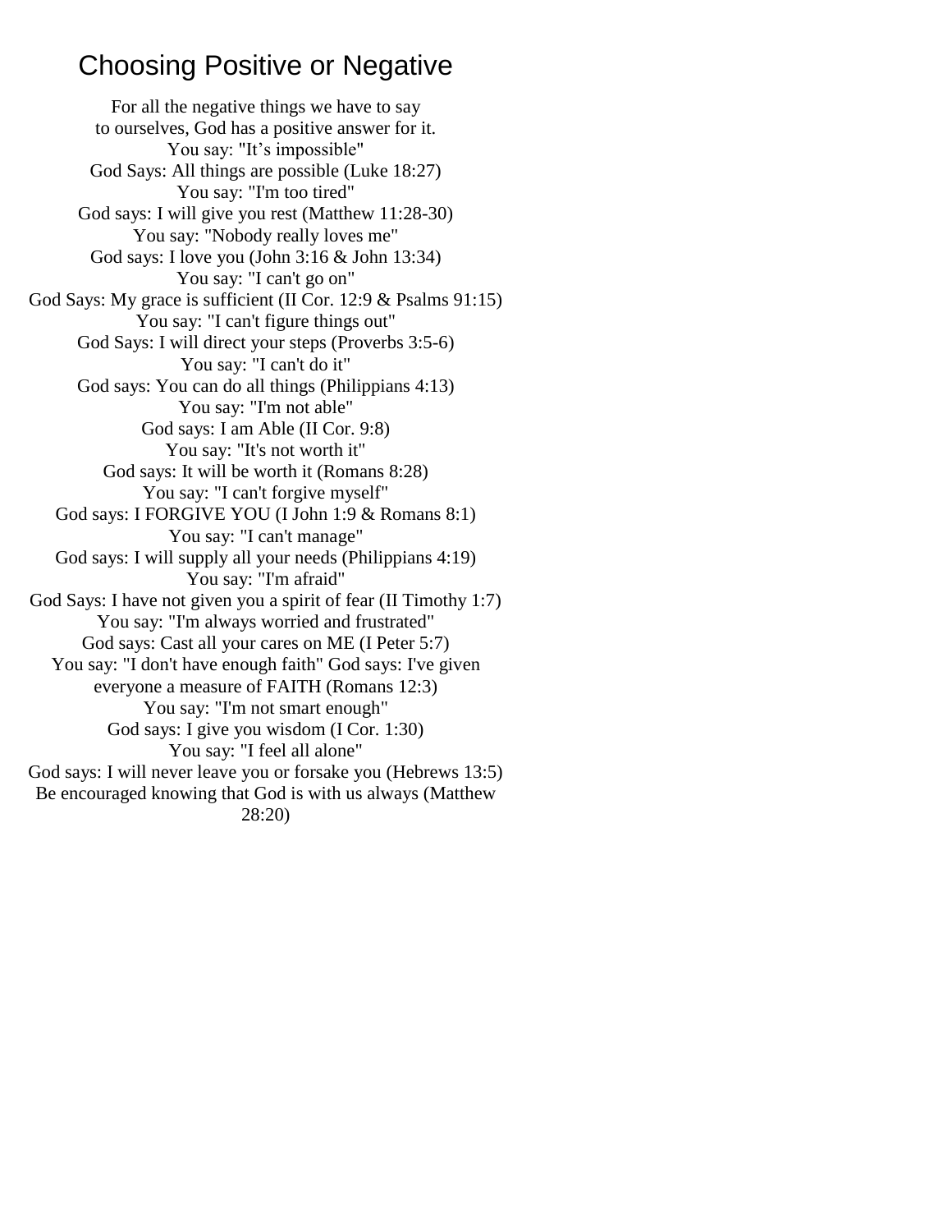# Choosing Positive or Negative

For all the negative things we have to say
to ourselves, God has a positive answer for it.
You say: "It’s impossible"
God Says: All things are possible (Luke 18:27)
You say: "I'm too tired"
God says: I will give you rest (Matthew 11:28-30)
You say: "Nobody really loves me"
God says: I love you (John 3:16 & John 13:34)
You say: "I can't go on"
God Says: My grace is sufficient (II Cor. 12:9 & Psalms 91:15)
You say: "I can't figure things out"
God Says: I will direct your steps (Proverbs 3:5-6)
You say: "I can't do it"
God says: You can do all things (Philippians 4:13)
You say: "I'm not able"
God says: I am Able (II Cor. 9:8)
You say: "It's not worth it"
God says: It will be worth it (Romans 8:28)
You say: "I can't forgive myself"
God says: I FORGIVE YOU (I John 1:9 & Romans 8:1)
You say: "I can't manage"
God says: I will supply all your needs (Philippians 4:19)
You say: "I'm afraid"
God Says: I have not given you a spirit of fear (II Timothy 1:7)
You say: "I'm always worried and frustrated"
God says: Cast all your cares on ME (I Peter 5:7)
You say: "I don't have enough faith" God says: I've given
everyone a measure of FAITH (Romans 12:3)
You say: "I'm not smart enough"
God says: I give you wisdom (I Cor. 1:30)
You say: "I feel all alone"
God says: I will never leave you or forsake you (Hebrews 13:5)
Be encouraged knowing that God is with us always (Matthew
28:20)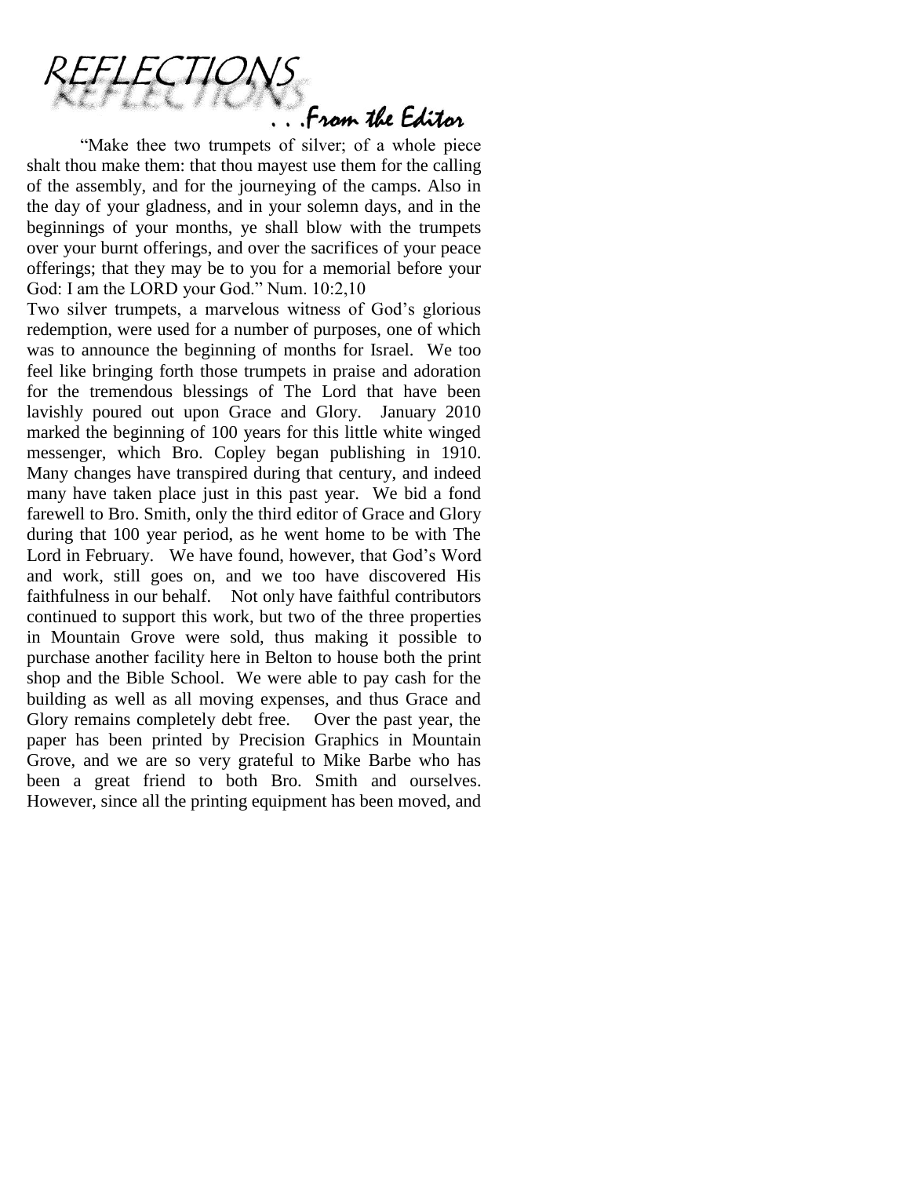# REFLECTIONS

## . . .From the Editor

"Make thee two trumpets of silver; of a whole piece shalt thou make them: that thou mayest use them for the calling of the assembly, and for the journeying of the camps. Also in the day of your gladness, and in your solemn days, and in the beginnings of your months, ye shall blow with the trumpets over your burnt offerings, and over the sacrifices of your peace offerings; that they may be to you for a memorial before your God: I am the LORD your God." Num. 10:2,10

Two silver trumpets, a marvelous witness of God's glorious redemption, were used for a number of purposes, one of which was to announce the beginning of months for Israel. We too feel like bringing forth those trumpets in praise and adoration for the tremendous blessings of The Lord that have been lavishly poured out upon Grace and Glory. January 2010 marked the beginning of 100 years for this little white winged messenger, which Bro. Copley began publishing in 1910. Many changes have transpired during that century, and indeed many have taken place just in this past year. We bid a fond farewell to Bro. Smith, only the third editor of Grace and Glory during that 100 year period, as he went home to be with The Lord in February. We have found, however, that God's Word and work, still goes on, and we too have discovered His faithfulness in our behalf. Not only have faithful contributors continued to support this work, but two of the three properties in Mountain Grove were sold, thus making it possible to purchase another facility here in Belton to house both the print shop and the Bible School. We were able to pay cash for the building as well as all moving expenses, and thus Grace and Glory remains completely debt free. Over the past year, the paper has been printed by Precision Graphics in Mountain Grove, and we are so very grateful to Mike Barbe who has been a great friend to both Bro. Smith and ourselves. However, since all the printing equipment has been moved, and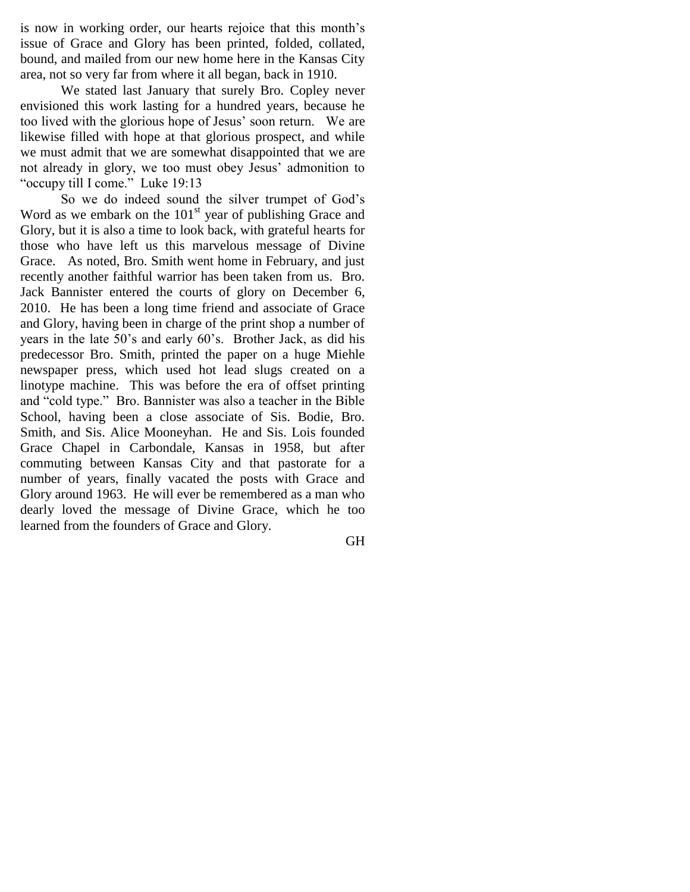is now in working order, our hearts rejoice that this month's issue of Grace and Glory has been printed, folded, collated, bound, and mailed from our new home here in the Kansas City area, not so very far from where it all began, back in 1910.

We stated last January that surely Bro. Copley never envisioned this work lasting for a hundred years, because he too lived with the glorious hope of Jesus' soon return. We are likewise filled with hope at that glorious prospect, and while we must admit that we are somewhat disappointed that we are not already in glory, we too must obey Jesus' admonition to "occupy till I come." Luke 19:13

So we do indeed sound the silver trumpet of God's Word as we embark on the 101st year of publishing Grace and Glory, but it is also a time to look back, with grateful hearts for those who have left us this marvelous message of Divine Grace. As noted, Bro. Smith went home in February, and just recently another faithful warrior has been taken from us. Bro. Jack Bannister entered the courts of glory on December 6, 2010. He has been a long time friend and associate of Grace and Glory, having been in charge of the print shop a number of years in the late 50's and early 60's. Brother Jack, as did his predecessor Bro. Smith, printed the paper on a huge Miehle newspaper press, which used hot lead slugs created on a linotype machine. This was before the era of offset printing and "cold type." Bro. Bannister was also a teacher in the Bible School, having been a close associate of Sis. Bodie, Bro. Smith, and Sis. Alice Mooneyhan. He and Sis. Lois founded Grace Chapel in Carbondale, Kansas in 1958, but after commuting between Kansas City and that pastorate for a number of years, finally vacated the posts with Grace and Glory around 1963. He will ever be remembered as a man who dearly loved the message of Divine Grace, which he too learned from the founders of Grace and Glory.

GH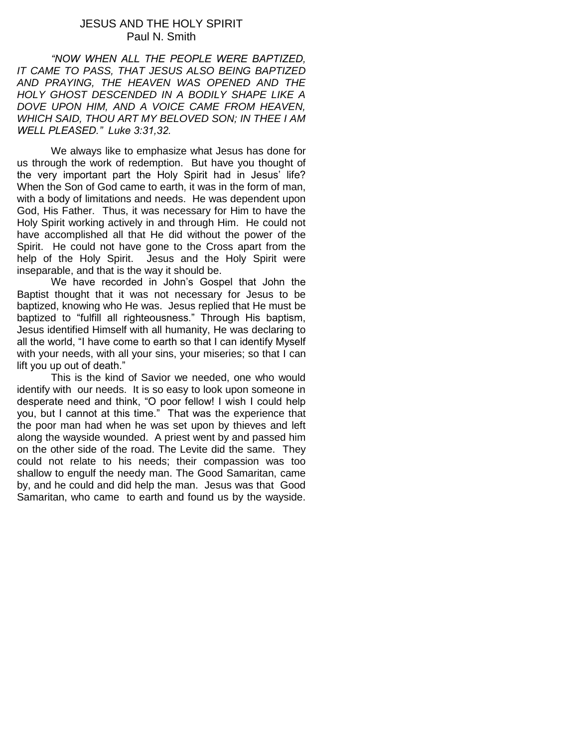# JESUS AND THE HOLY SPIRIT
Paul N. Smith

*"NOW WHEN ALL THE PEOPLE WERE BAPTIZED, IT CAME TO PASS, THAT JESUS ALSO BEING BAPTIZED AND PRAYING, THE HEAVEN WAS OPENED AND THE HOLY GHOST DESCENDED IN A BODILY SHAPE LIKE A DOVE UPON HIM, AND A VOICE CAME FROM HEAVEN, WHICH SAID, THOU ART MY BELOVED SON; IN THEE I AM WELL PLEASED." Luke 3:31,32.*

We always like to emphasize what Jesus has done for us through the work of redemption. But have you thought of the very important part the Holy Spirit had in Jesus' life? When the Son of God came to earth, it was in the form of man, with a body of limitations and needs. He was dependent upon God, His Father. Thus, it was necessary for Him to have the Holy Spirit working actively in and through Him. He could not have accomplished all that He did without the power of the Spirit. He could not have gone to the Cross apart from the help of the Holy Spirit. Jesus and the Holy Spirit were inseparable, and that is the way it should be.

We have recorded in John's Gospel that John the Baptist thought that it was not necessary for Jesus to be baptized, knowing who He was. Jesus replied that He must be baptized to "fulfill all righteousness." Through His baptism, Jesus identified Himself with all humanity, He was declaring to all the world, "I have come to earth so that I can identify Myself with your needs, with all your sins, your miseries; so that I can lift you up out of death."

This is the kind of Savior we needed, one who would identify with our needs. It is so easy to look upon someone in desperate need and think, "O poor fellow! I wish I could help you, but I cannot at this time." That was the experience that the poor man had when he was set upon by thieves and left along the wayside wounded. A priest went by and passed him on the other side of the road. The Levite did the same. They could not relate to his needs; their compassion was too shallow to engulf the needy man. The Good Samaritan, came by, and he could and did help the man. Jesus was that Good Samaritan, who came to earth and found us by the wayside.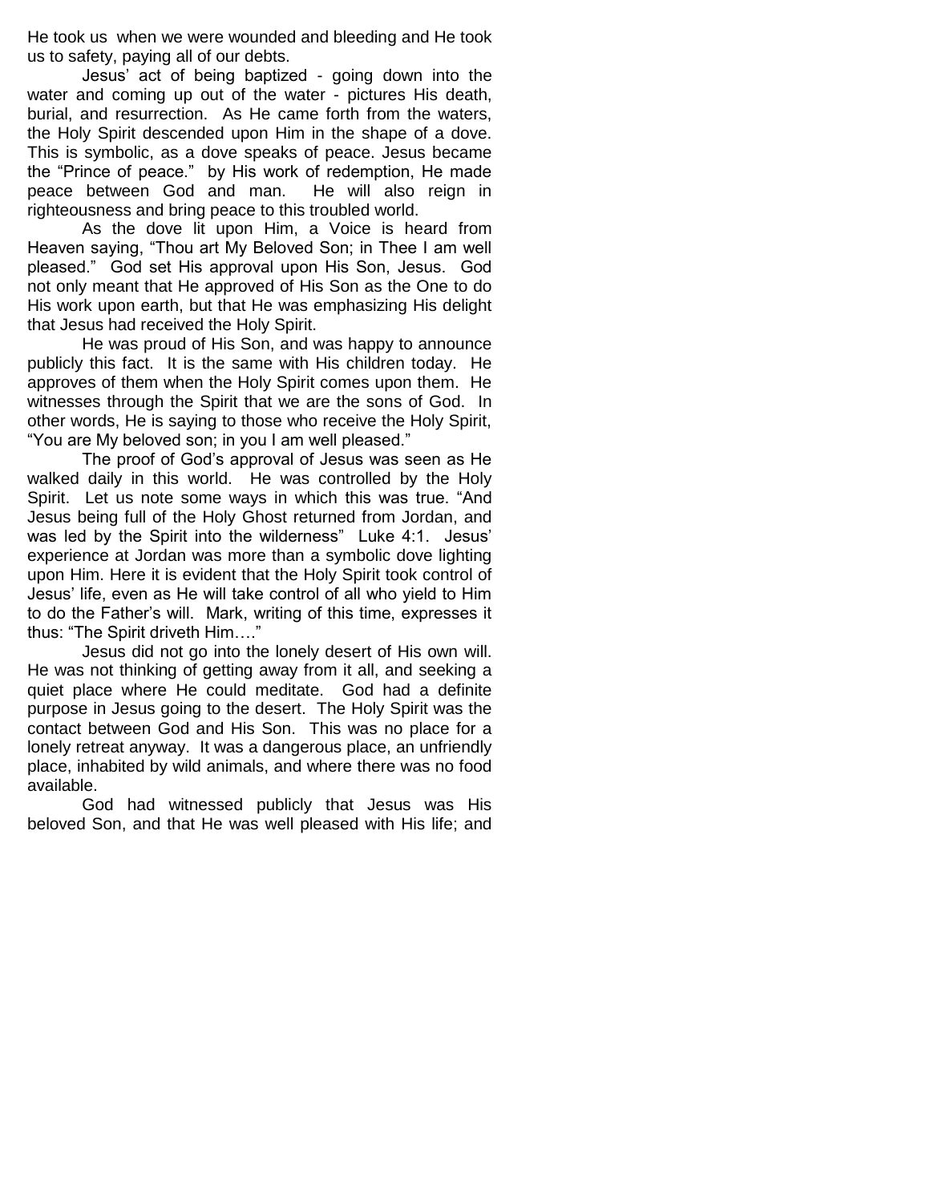He took us when we were wounded and bleeding and He took us to safety, paying all of our debts.

Jesus' act of being baptized - going down into the water and coming up out of the water - pictures His death, burial, and resurrection. As He came forth from the waters, the Holy Spirit descended upon Him in the shape of a dove. This is symbolic, as a dove speaks of peace. Jesus became the "Prince of peace." by His work of redemption, He made peace between God and man. He will also reign in righteousness and bring peace to this troubled world.

As the dove lit upon Him, a Voice is heard from Heaven saying, "Thou art My Beloved Son; in Thee I am well pleased." God set His approval upon His Son, Jesus. God not only meant that He approved of His Son as the One to do His work upon earth, but that He was emphasizing His delight that Jesus had received the Holy Spirit.

He was proud of His Son, and was happy to announce publicly this fact. It is the same with His children today. He approves of them when the Holy Spirit comes upon them. He witnesses through the Spirit that we are the sons of God. In other words, He is saying to those who receive the Holy Spirit, "You are My beloved son; in you I am well pleased."

The proof of God's approval of Jesus was seen as He walked daily in this world. He was controlled by the Holy Spirit. Let us note some ways in which this was true. "And Jesus being full of the Holy Ghost returned from Jordan, and was led by the Spirit into the wilderness" Luke 4:1. Jesus' experience at Jordan was more than a symbolic dove lighting upon Him. Here it is evident that the Holy Spirit took control of Jesus' life, even as He will take control of all who yield to Him to do the Father's will. Mark, writing of this time, expresses it thus: "The Spirit driveth Him…."

Jesus did not go into the lonely desert of His own will. He was not thinking of getting away from it all, and seeking a quiet place where He could meditate. God had a definite purpose in Jesus going to the desert. The Holy Spirit was the contact between God and His Son. This was no place for a lonely retreat anyway. It was a dangerous place, an unfriendly place, inhabited by wild animals, and where there was no food available.

God had witnessed publicly that Jesus was His beloved Son, and that He was well pleased with His life; and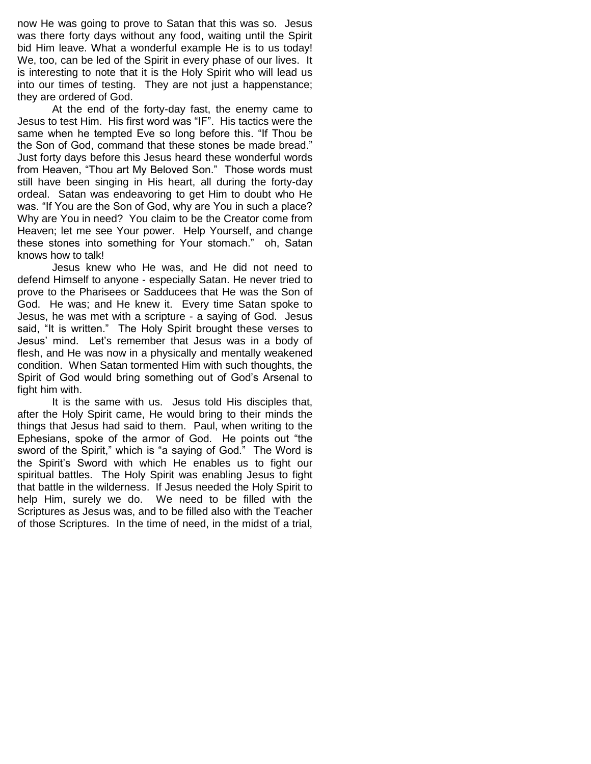now He was going to prove to Satan that this was so. Jesus was there forty days without any food, waiting until the Spirit bid Him leave. What a wonderful example He is to us today! We, too, can be led of the Spirit in every phase of our lives. It is interesting to note that it is the Holy Spirit who will lead us into our times of testing. They are not just a happenstance; they are ordered of God.

At the end of the forty-day fast, the enemy came to Jesus to test Him. His first word was "IF". His tactics were the same when he tempted Eve so long before this. "If Thou be the Son of God, command that these stones be made bread." Just forty days before this Jesus heard these wonderful words from Heaven, "Thou art My Beloved Son." Those words must still have been singing in His heart, all during the forty-day ordeal. Satan was endeavoring to get Him to doubt who He was. "If You are the Son of God, why are You in such a place? Why are You in need? You claim to be the Creator come from Heaven; let me see Your power. Help Yourself, and change these stones into something for Your stomach." oh, Satan knows how to talk!

Jesus knew who He was, and He did not need to defend Himself to anyone - especially Satan. He never tried to prove to the Pharisees or Sadducees that He was the Son of God. He was; and He knew it. Every time Satan spoke to Jesus, he was met with a scripture - a saying of God. Jesus said, "It is written." The Holy Spirit brought these verses to Jesus' mind. Let's remember that Jesus was in a body of flesh, and He was now in a physically and mentally weakened condition. When Satan tormented Him with such thoughts, the Spirit of God would bring something out of God's Arsenal to fight him with.

It is the same with us. Jesus told His disciples that, after the Holy Spirit came, He would bring to their minds the things that Jesus had said to them. Paul, when writing to the Ephesians, spoke of the armor of God. He points out "the sword of the Spirit," which is "a saying of God." The Word is the Spirit's Sword with which He enables us to fight our spiritual battles. The Holy Spirit was enabling Jesus to fight that battle in the wilderness. If Jesus needed the Holy Spirit to help Him, surely we do. We need to be filled with the Scriptures as Jesus was, and to be filled also with the Teacher of those Scriptures. In the time of need, in the midst of a trial,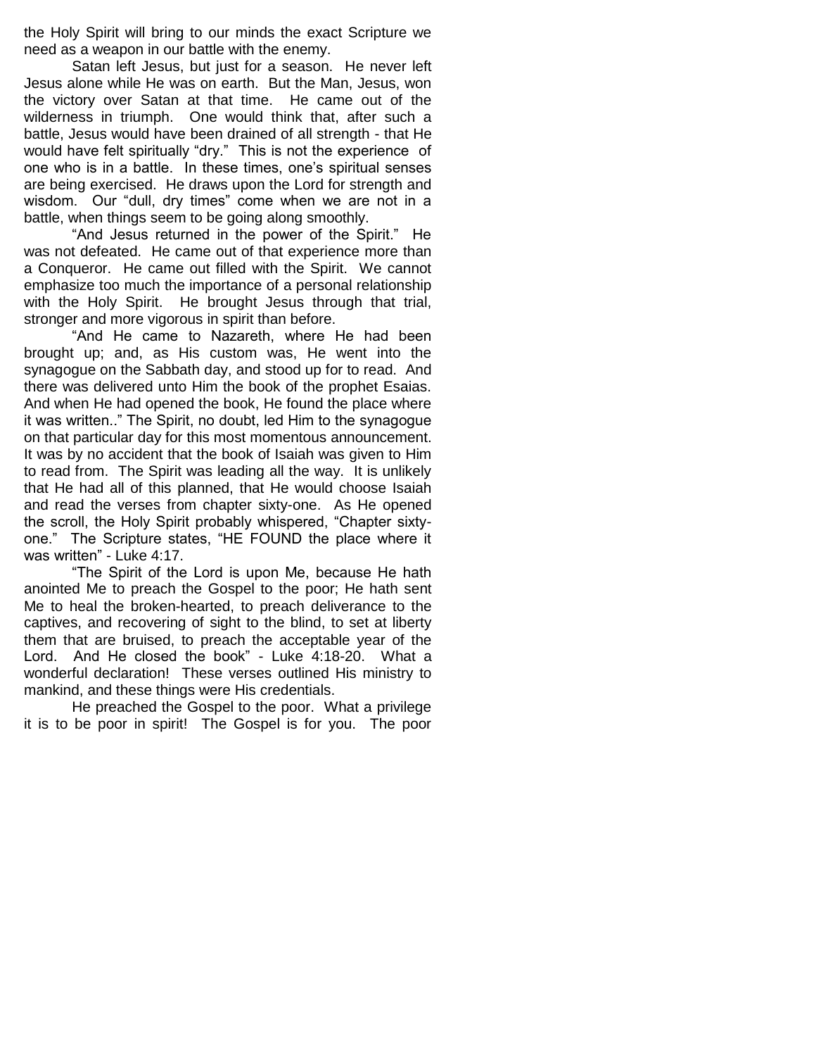the Holy Spirit will bring to our minds the exact Scripture we need as a weapon in our battle with the enemy.

Satan left Jesus, but just for a season. He never left Jesus alone while He was on earth. But the Man, Jesus, won the victory over Satan at that time. He came out of the wilderness in triumph. One would think that, after such a battle, Jesus would have been drained of all strength - that He would have felt spiritually "dry." This is not the experience of one who is in a battle. In these times, one's spiritual senses are being exercised. He draws upon the Lord for strength and wisdom. Our "dull, dry times" come when we are not in a battle, when things seem to be going along smoothly.

"And Jesus returned in the power of the Spirit." He was not defeated. He came out of that experience more than a Conqueror. He came out filled with the Spirit. We cannot emphasize too much the importance of a personal relationship with the Holy Spirit. He brought Jesus through that trial, stronger and more vigorous in spirit than before.

"And He came to Nazareth, where He had been brought up; and, as His custom was, He went into the synagogue on the Sabbath day, and stood up for to read. And there was delivered unto Him the book of the prophet Esaias. And when He had opened the book, He found the place where it was written.." The Spirit, no doubt, led Him to the synagogue on that particular day for this most momentous announcement. It was by no accident that the book of Isaiah was given to Him to read from. The Spirit was leading all the way. It is unlikely that He had all of this planned, that He would choose Isaiah and read the verses from chapter sixty-one. As He opened the scroll, the Holy Spirit probably whispered, "Chapter sixty-one." The Scripture states, "HE FOUND the place where it was written" - Luke 4:17.

"The Spirit of the Lord is upon Me, because He hath anointed Me to preach the Gospel to the poor; He hath sent Me to heal the broken-hearted, to preach deliverance to the captives, and recovering of sight to the blind, to set at liberty them that are bruised, to preach the acceptable year of the Lord. And He closed the book" - Luke 4:18-20. What a wonderful declaration! These verses outlined His ministry to mankind, and these things were His credentials.

He preached the Gospel to the poor. What a privilege it is to be poor in spirit! The Gospel is for you. The poor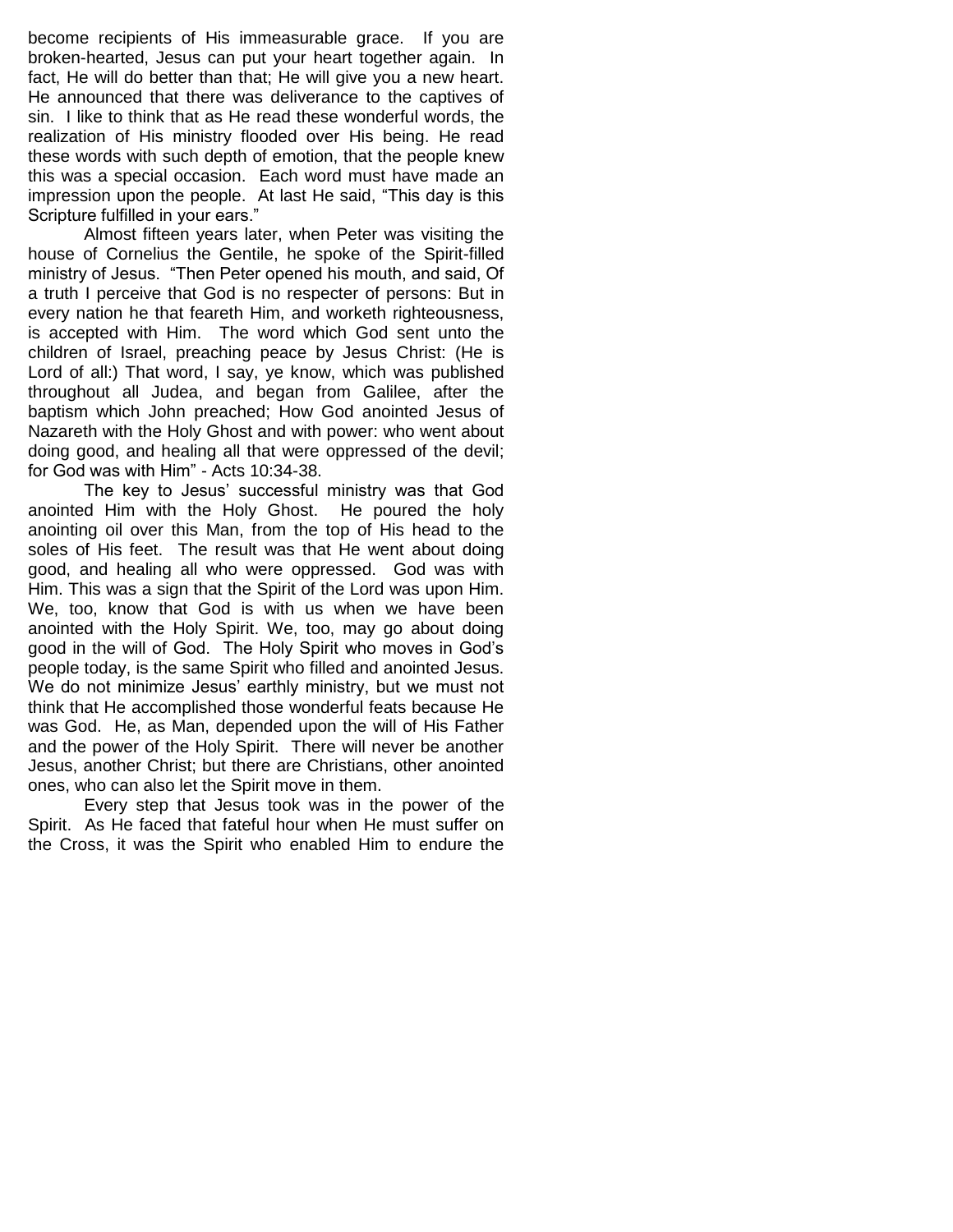become recipients of His immeasurable grace. If you are broken-hearted, Jesus can put your heart together again. In fact, He will do better than that; He will give you a new heart. He announced that there was deliverance to the captives of sin. I like to think that as He read these wonderful words, the realization of His ministry flooded over His being. He read these words with such depth of emotion, that the people knew this was a special occasion. Each word must have made an impression upon the people. At last He said, “This day is this Scripture fulfilled in your ears.”

Almost fifteen years later, when Peter was visiting the house of Cornelius the Gentile, he spoke of the Spirit-filled ministry of Jesus. “Then Peter opened his mouth, and said, Of a truth I perceive that God is no respecter of persons: But in every nation he that feareth Him, and worketh righteousness, is accepted with Him. The word which God sent unto the children of Israel, preaching peace by Jesus Christ: (He is Lord of all:) That word, I say, ye know, which was published throughout all Judea, and began from Galilee, after the baptism which John preached; How God anointed Jesus of Nazareth with the Holy Ghost and with power: who went about doing good, and healing all that were oppressed of the devil; for God was with Him” - Acts 10:34-38.

The key to Jesus’ successful ministry was that God anointed Him with the Holy Ghost. He poured the holy anointing oil over this Man, from the top of His head to the soles of His feet. The result was that He went about doing good, and healing all who were oppressed. God was with Him. This was a sign that the Spirit of the Lord was upon Him. We, too, know that God is with us when we have been anointed with the Holy Spirit. We, too, may go about doing good in the will of God. The Holy Spirit who moves in God’s people today, is the same Spirit who filled and anointed Jesus. We do not minimize Jesus’ earthly ministry, but we must not think that He accomplished those wonderful feats because He was God. He, as Man, depended upon the will of His Father and the power of the Holy Spirit. There will never be another Jesus, another Christ; but there are Christians, other anointed ones, who can also let the Spirit move in them.

Every step that Jesus took was in the power of the Spirit. As He faced that fateful hour when He must suffer on the Cross, it was the Spirit who enabled Him to endure the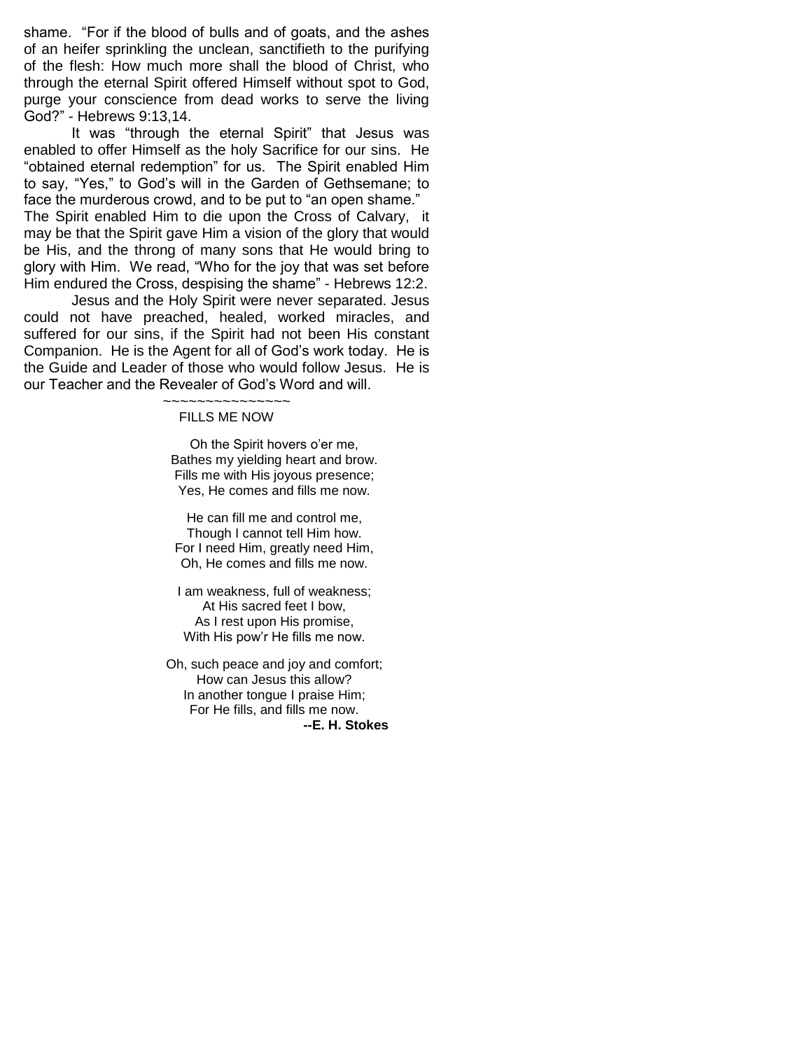shame. "For if the blood of bulls and of goats, and the ashes of an heifer sprinkling the unclean, sanctifieth to the purifying of the flesh: How much more shall the blood of Christ, who through the eternal Spirit offered Himself without spot to God, purge your conscience from dead works to serve the living God?" - Hebrews 9:13,14.

It was "through the eternal Spirit" that Jesus was enabled to offer Himself as the holy Sacrifice for our sins. He "obtained eternal redemption" for us. The Spirit enabled Him to say, "Yes," to God's will in the Garden of Gethsemane; to face the murderous crowd, and to be put to "an open shame." The Spirit enabled Him to die upon the Cross of Calvary, it may be that the Spirit gave Him a vision of the glory that would be His, and the throng of many sons that He would bring to glory with Him. We read, "Who for the joy that was set before Him endured the Cross, despising the shame" - Hebrews 12:2.

Jesus and the Holy Spirit were never separated. Jesus could not have preached, healed, worked miracles, and suffered for our sins, if the Spirit had not been His constant Companion. He is the Agent for all of God's work today. He is the Guide and Leader of those who would follow Jesus. He is our Teacher and the Revealer of God's Word and will.

~~~~~~~~~~~~~~~

FILLS ME NOW

Oh the Spirit hovers o'er me,  
Bathes my yielding heart and brow.  
Fills me with His joyous presence;  
Yes, He comes and fills me now.

He can fill me and control me,  
Though I cannot tell Him how.  
For I need Him, greatly need Him,  
Oh, He comes and fills me now.

I am weakness, full of weakness;  
At His sacred feet I bow,  
As I rest upon His promise,  
With His pow'r He fills me now.

Oh, such peace and joy and comfort;  
How can Jesus this allow?  
In another tongue I praise Him;  
For He fills, and fills me now.

**--E. H. Stokes**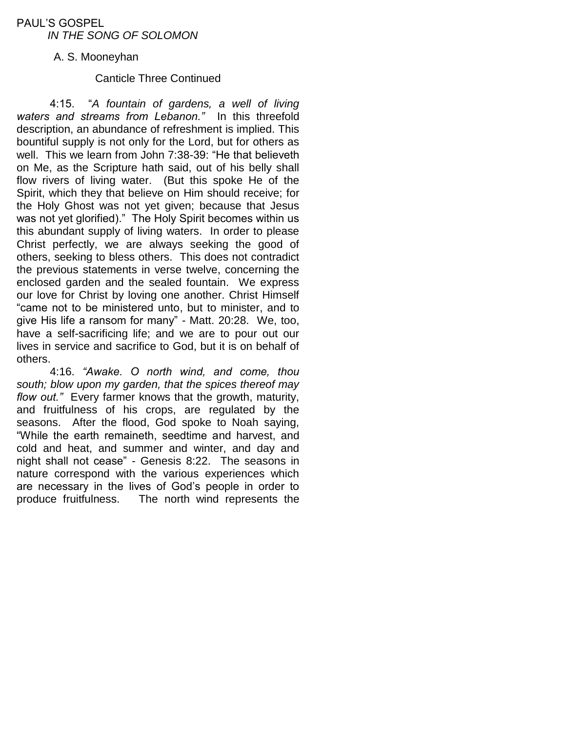PAUL'S GOSPEL
*IN THE SONG OF SOLOMON*

A. S. Mooneyhan

Canticle Three Continued

4:15. "*A fountain of gardens, a well of living waters and streams from Lebanon."* In this threefold description, an abundance of refreshment is implied. This bountiful supply is not only for the Lord, but for others as well. This we learn from John 7:38-39: "He that believeth on Me, as the Scripture hath said, out of his belly shall flow rivers of living water. (But this spoke He of the Spirit, which they that believe on Him should receive; for the Holy Ghost was not yet given; because that Jesus was not yet glorified)." The Holy Spirit becomes within us this abundant supply of living waters. In order to please Christ perfectly, we are always seeking the good of others, seeking to bless others. This does not contradict the previous statements in verse twelve, concerning the enclosed garden and the sealed fountain. We express our love for Christ by loving one another. Christ Himself "came not to be ministered unto, but to minister, and to give His life a ransom for many" - Matt. 20:28. We, too, have a self-sacrificing life; and we are to pour out our lives in service and sacrifice to God, but it is on behalf of others.

4:16. *"Awake. O north wind, and come, thou south; blow upon my garden, that the spices thereof may flow out."* Every farmer knows that the growth, maturity, and fruitfulness of his crops, are regulated by the seasons. After the flood, God spoke to Noah saying, "While the earth remaineth, seedtime and harvest, and cold and heat, and summer and winter, and day and night shall not cease" - Genesis 8:22. The seasons in nature correspond with the various experiences which are necessary in the lives of God's people in order to produce fruitfulness. The north wind represents the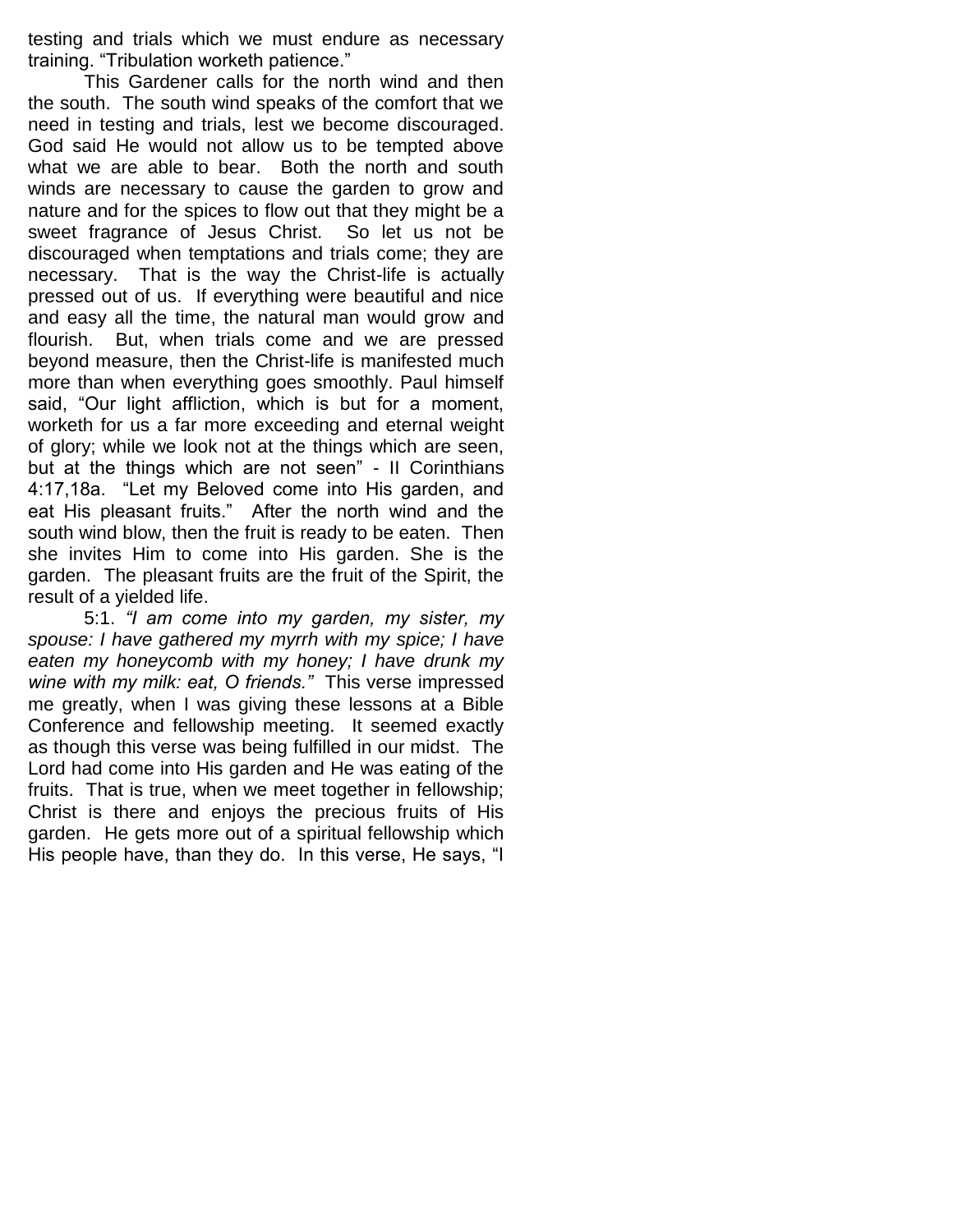testing and trials which we must endure as necessary training. "Tribulation worketh patience."

This Gardener calls for the north wind and then the south. The south wind speaks of the comfort that we need in testing and trials, lest we become discouraged. God said He would not allow us to be tempted above what we are able to bear. Both the north and south winds are necessary to cause the garden to grow and nature and for the spices to flow out that they might be a sweet fragrance of Jesus Christ. So let us not be discouraged when temptations and trials come; they are necessary. That is the way the Christ-life is actually pressed out of us. If everything were beautiful and nice and easy all the time, the natural man would grow and flourish. But, when trials come and we are pressed beyond measure, then the Christ-life is manifested much more than when everything goes smoothly. Paul himself said, "Our light affliction, which is but for a moment, worketh for us a far more exceeding and eternal weight of glory; while we look not at the things which are seen, but at the things which are not seen" - II Corinthians 4:17,18a. "Let my Beloved come into His garden, and eat His pleasant fruits." After the north wind and the south wind blow, then the fruit is ready to be eaten. Then she invites Him to come into His garden. She is the garden. The pleasant fruits are the fruit of the Spirit, the result of a yielded life.

5:1. *"I am come into my garden, my sister, my spouse: I have gathered my myrrh with my spice; I have eaten my honeycomb with my honey; I have drunk my wine with my milk: eat, O friends."* This verse impressed me greatly, when I was giving these lessons at a Bible Conference and fellowship meeting. It seemed exactly as though this verse was being fulfilled in our midst. The Lord had come into His garden and He was eating of the fruits. That is true, when we meet together in fellowship; Christ is there and enjoys the precious fruits of His garden. He gets more out of a spiritual fellowship which His people have, than they do. In this verse, He says, "I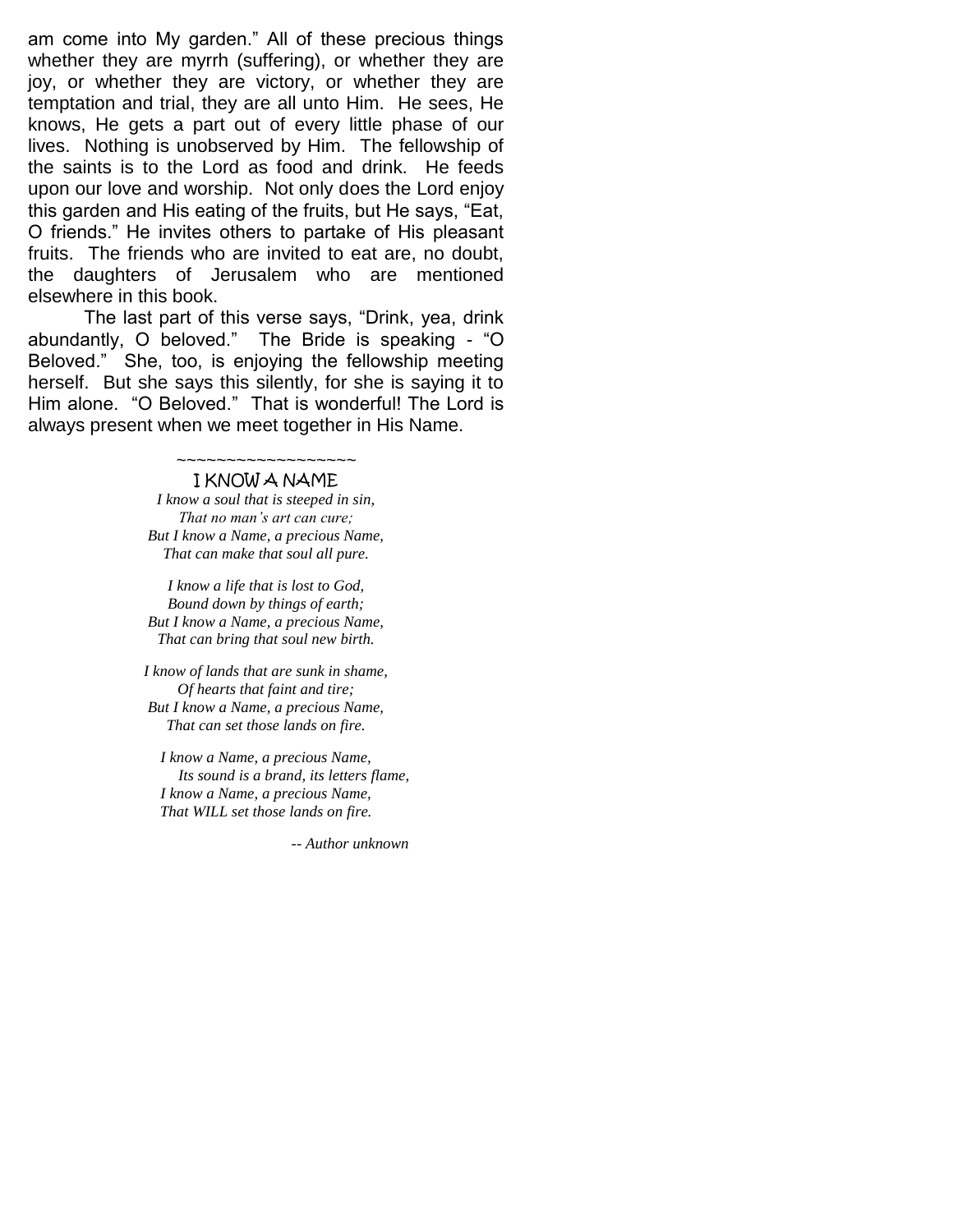am come into My garden." All of these precious things whether they are myrrh (suffering), or whether they are joy, or whether they are victory, or whether they are temptation and trial, they are all unto Him. He sees, He knows, He gets a part out of every little phase of our lives. Nothing is unobserved by Him. The fellowship of the saints is to the Lord as food and drink. He feeds upon our love and worship. Not only does the Lord enjoy this garden and His eating of the fruits, but He says, "Eat, O friends." He invites others to partake of His pleasant fruits. The friends who are invited to eat are, no doubt, the daughters of Jerusalem who are mentioned elsewhere in this book.

The last part of this verse says, "Drink, yea, drink abundantly, O beloved." The Bride is speaking - "O Beloved." She, too, is enjoying the fellowship meeting herself. But she says this silently, for she is saying it to Him alone. "O Beloved." That is wonderful! The Lord is always present when we meet together in His Name.

~~~~~~~~~~~~~~~~~~

### I KNOW A NAME

*I know a soul that is steeped in sin,*
*That no man's art can cure;*
*But I know a Name, a precious Name,*
*That can make that soul all pure.*

*I know a life that is lost to God,*
*Bound down by things of earth;*
*But I know a Name, a precious Name,*
*That can bring that soul new birth.*

*I know of lands that are sunk in shame,*
*Of hearts that faint and tire;*
*But I know a Name, a precious Name,*
*That can set those lands on fire.*

*I know a Name, a precious Name,*
*Its sound is a brand, its letters flame,*
*I know a Name, a precious Name,*
*That WILL set those lands on fire.*

*-- Author unknown*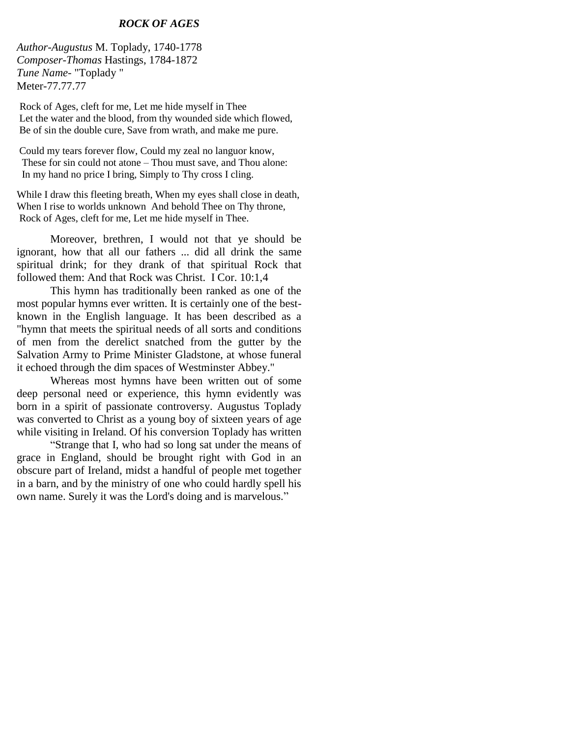## *ROCK OF AGES*

*Author-Augustus* M. Toplady, 1740-1778
*Composer-Thomas* Hastings, 1784-1872
*Tune Name-* "Toplady "
Meter-77.77.77

Rock of Ages, cleft for me, Let me hide myself in Thee
Let the water and the blood, from thy wounded side which flowed,
Be of sin the double cure, Save from wrath, and make me pure.

Could my tears forever flow, Could my zeal no languor know,
These for sin could not atone – Thou must save, and Thou alone:
In my hand no price I bring, Simply to Thy cross I cling.

While I draw this fleeting breath, When my eyes shall close in death,
When I rise to worlds unknown And behold Thee on Thy throne,
Rock of Ages, cleft for me, Let me hide myself in Thee.

Moreover, brethren, I would not that ye should be ignorant, how that all our fathers ... did all drink the same spiritual drink; for they drank of that spiritual Rock that followed them: And that Rock was Christ. I Cor. 10:1,4

This hymn has traditionally been ranked as one of the most popular hymns ever written. It is certainly one of the best-known in the English language. It has been described as a "hymn that meets the spiritual needs of all sorts and conditions of men from the derelict snatched from the gutter by the Salvation Army to Prime Minister Gladstone, at whose funeral it echoed through the dim spaces of Westminster Abbey."

Whereas most hymns have been written out of some deep personal need or experience, this hymn evidently was born in a spirit of passionate controversy. Augustus Toplady was converted to Christ as a young boy of sixteen years of age while visiting in Ireland. Of his conversion Toplady has written

"Strange that I, who had so long sat under the means of grace in England, should be brought right with God in an obscure part of Ireland, midst a handful of people met together in a barn, and by the ministry of one who could hardly spell his own name. Surely it was the Lord's doing and is marvelous."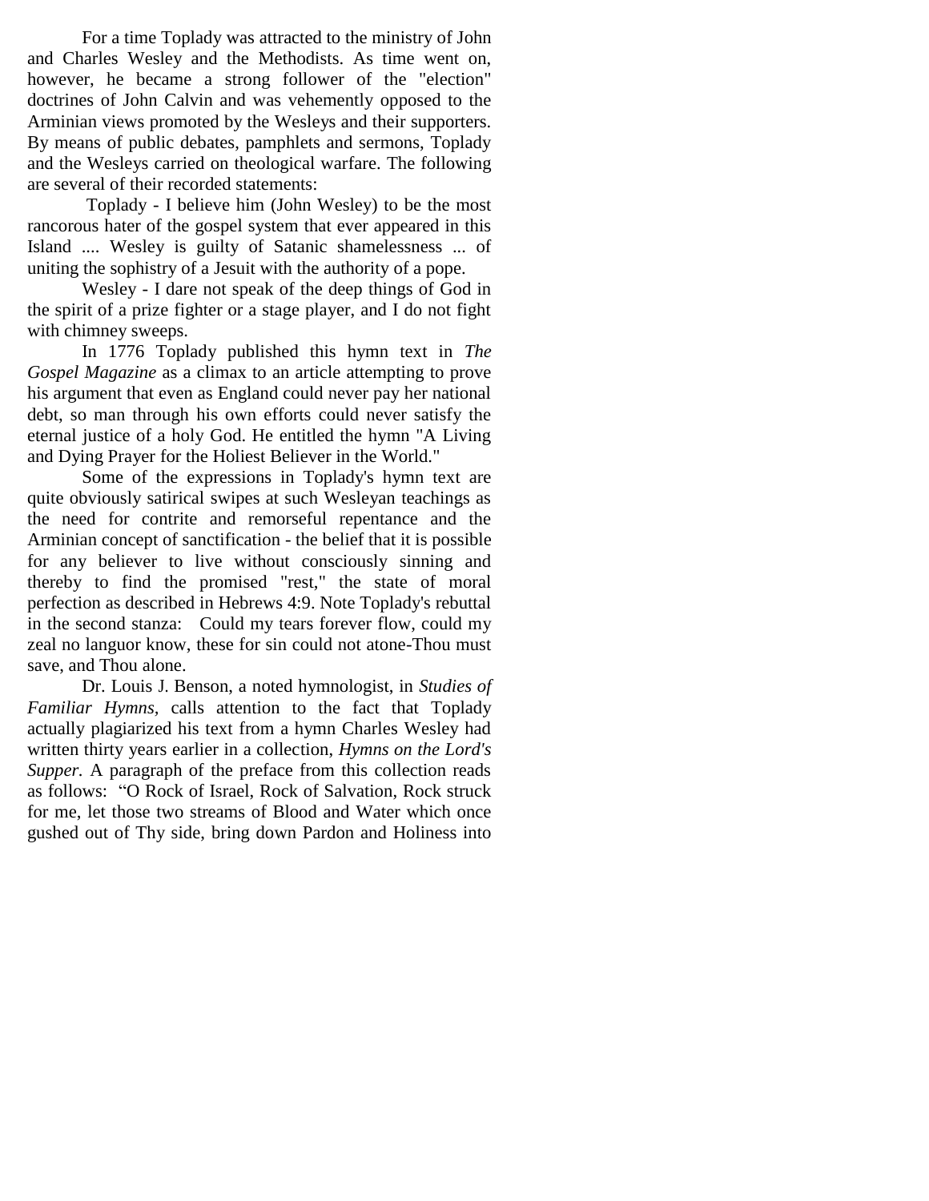For a time Toplady was attracted to the ministry of John and Charles Wesley and the Methodists. As time went on, however, he became a strong follower of the "election" doctrines of John Calvin and was vehemently opposed to the Arminian views promoted by the Wesleys and their supporters. By means of public debates, pamphlets and sermons, Toplady and the Wesleys carried on theological warfare. The following are several of their recorded statements:

Toplady - I believe him (John Wesley) to be the most rancorous hater of the gospel system that ever appeared in this Island .... Wesley is guilty of Satanic shamelessness ... of uniting the sophistry of a Jesuit with the authority of a pope.

Wesley - I dare not speak of the deep things of God in the spirit of a prize fighter or a stage player, and I do not fight with chimney sweeps.

In 1776 Toplady published this hymn text in *The Gospel Magazine* as a climax to an article attempting to prove his argument that even as England could never pay her national debt, so man through his own efforts could never satisfy the eternal justice of a holy God. He entitled the hymn "A Living and Dying Prayer for the Holiest Believer in the World."

Some of the expressions in Toplady's hymn text are quite obviously satirical swipes at such Wesleyan teachings as the need for contrite and remorseful repentance and the Arminian concept of sanctification - the belief that it is possible for any believer to live without consciously sinning and thereby to find the promised "rest," the state of moral perfection as described in Hebrews 4:9. Note Toplady's rebuttal in the second stanza: Could my tears forever flow, could my zeal no languor know, these for sin could not atone-Thou must save, and Thou alone.

Dr. Louis J. Benson, a noted hymnologist, in *Studies of Familiar Hymns,* calls attention to the fact that Toplady actually plagiarized his text from a hymn Charles Wesley had written thirty years earlier in a collection, *Hymns on the Lord's Supper.* A paragraph of the preface from this collection reads as follows: "O Rock of Israel, Rock of Salvation, Rock struck for me, let those two streams of Blood and Water which once gushed out of Thy side, bring down Pardon and Holiness into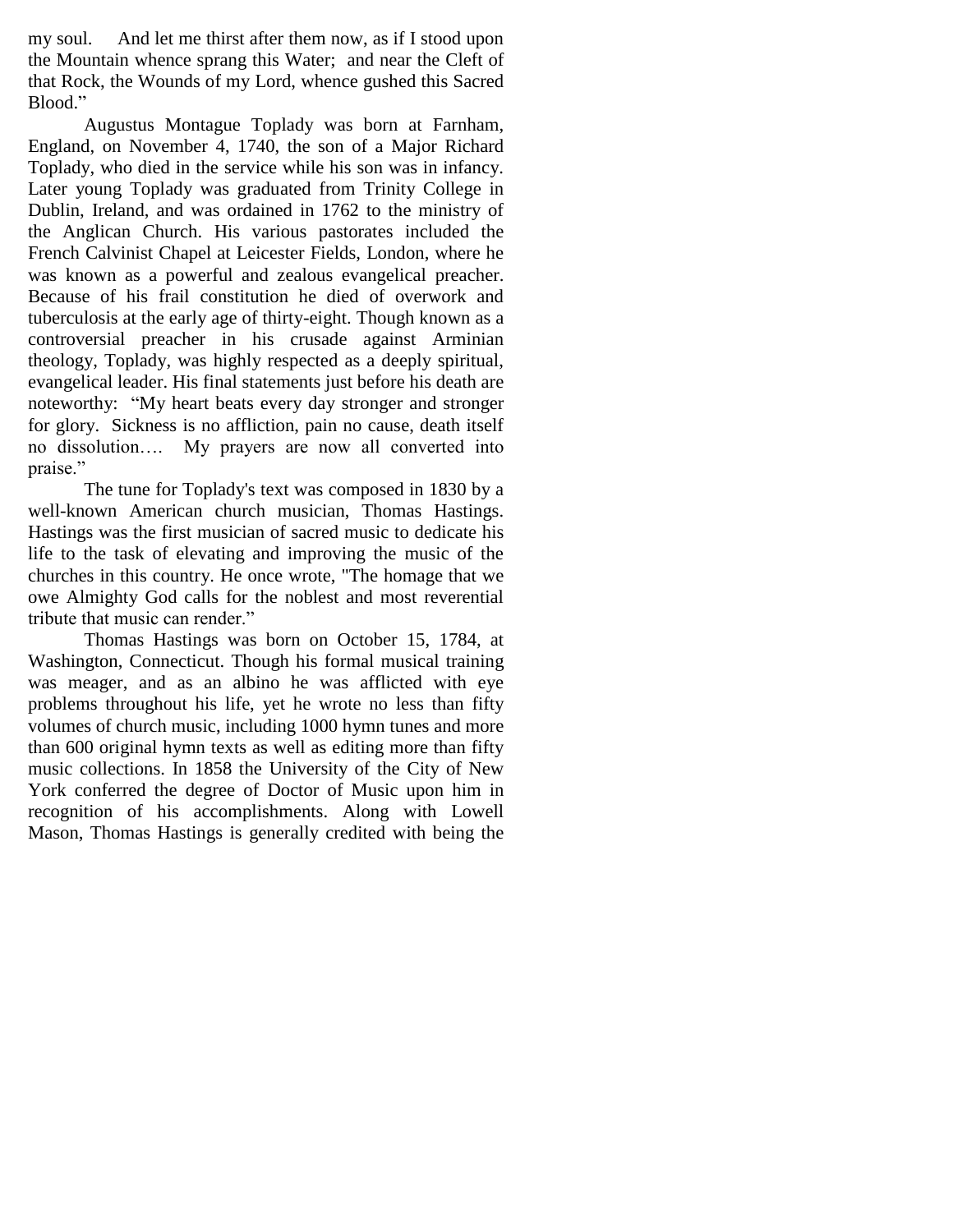my soul. And let me thirst after them now, as if I stood upon the Mountain whence sprang this Water; and near the Cleft of that Rock, the Wounds of my Lord, whence gushed this Sacred Blood."

Augustus Montague Toplady was born at Farnham, England, on November 4, 1740, the son of a Major Richard Toplady, who died in the service while his son was in infancy. Later young Toplady was graduated from Trinity College in Dublin, Ireland, and was ordained in 1762 to the ministry of the Anglican Church. His various pastorates included the French Calvinist Chapel at Leicester Fields, London, where he was known as a powerful and zealous evangelical preacher. Because of his frail constitution he died of overwork and tuberculosis at the early age of thirty-eight. Though known as a controversial preacher in his crusade against Arminian theology, Toplady, was highly respected as a deeply spiritual, evangelical leader. His final statements just before his death are noteworthy: "My heart beats every day stronger and stronger for glory. Sickness is no affliction, pain no cause, death itself no dissolution…. My prayers are now all converted into praise."

The tune for Toplady's text was composed in 1830 by a well-known American church musician, Thomas Hastings. Hastings was the first musician of sacred music to dedicate his life to the task of elevating and improving the music of the churches in this country. He once wrote, "The homage that we owe Almighty God calls for the noblest and most reverential tribute that music can render."

Thomas Hastings was born on October 15, 1784, at Washington, Connecticut. Though his formal musical training was meager, and as an albino he was afflicted with eye problems throughout his life, yet he wrote no less than fifty volumes of church music, including 1000 hymn tunes and more than 600 original hymn texts as well as editing more than fifty music collections. In 1858 the University of the City of New York conferred the degree of Doctor of Music upon him in recognition of his accomplishments. Along with Lowell Mason, Thomas Hastings is generally credited with being the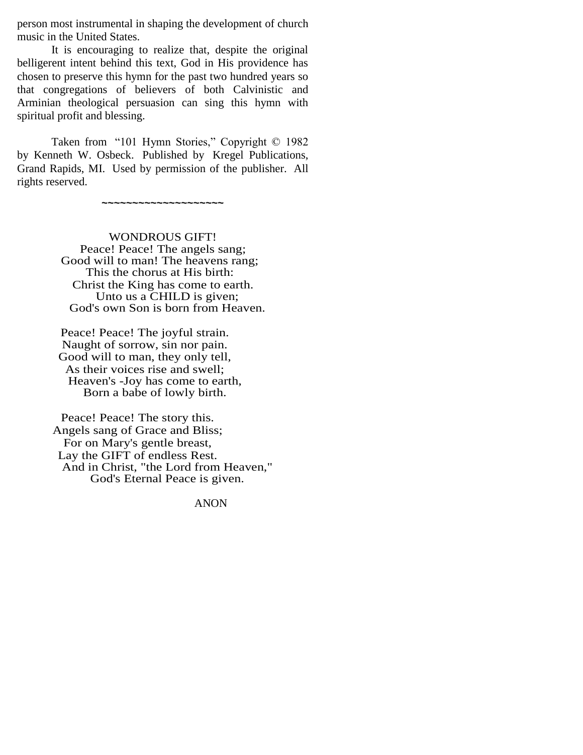person most instrumental in shaping the development of church music in the United States.

It is encouraging to realize that, despite the original belligerent intent behind this text, God in His providence has chosen to preserve this hymn for the past two hundred years so that congregations of believers of both Calvinistic and Arminian theological persuasion can sing this hymn with spiritual profit and blessing.

Taken from "101 Hymn Stories," Copyright © 1982 by Kenneth W. Osbeck. Published by Kregel Publications, Grand Rapids, MI. Used by permission of the publisher. All rights reserved.

~~~~~~~~~~~~~~~~~~~~

WONDROUS GIFT!

Peace! Peace! The angels sang;
Good will to man! The heavens rang;
This the chorus at His birth:
Christ the King has come to earth.
Unto us a CHILD is given;
God's own Son is born from Heaven.

Peace! Peace! The joyful strain.
Naught of sorrow, sin nor pain.
Good will to man, they only tell,
As their voices rise and swell;
Heaven's -Joy has come to earth,
Born a babe of lowly birth.

Peace! Peace! The story this.
Angels sang of Grace and Bliss;
For on Mary's gentle breast,
Lay the GIFT of endless Rest.
And in Christ, "the Lord from Heaven,"
God's Eternal Peace is given.

ANON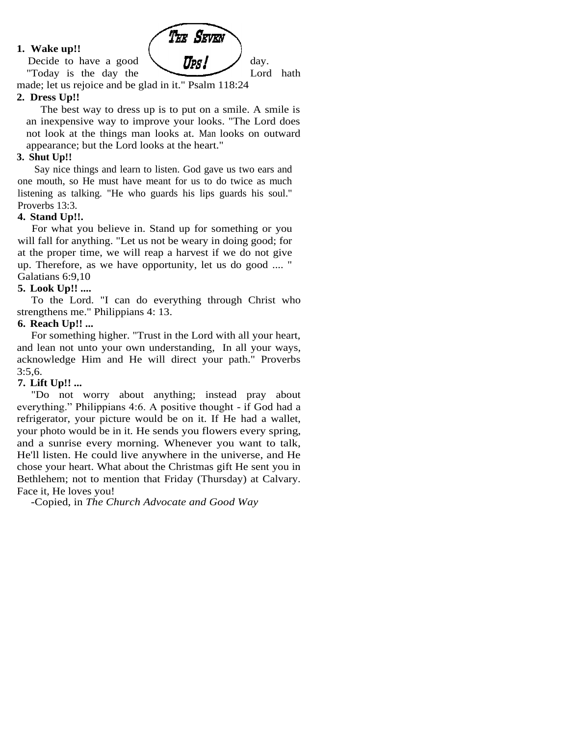# The Seven Ups!

**1. Wake up!!**

Decide to have a good day. "Today is the day the Lord hath made; let us rejoice and be glad in it." Psalm 118:24

**2. Dress Up!!**

The best way to dress up is to put on a smile. A smile is an inexpensive way to improve your looks. "The Lord does not look at the things man looks at. Man looks on outward appearance; but the Lord looks at the heart."

**3. Shut Up!!**

Say nice things and learn to listen. God gave us two ears and one mouth, so He must have meant for us to do twice as much listening as talking. "He who guards his lips guards his soul." Proverbs 13:3.

**4. Stand Up!!.**

For what you believe in. Stand up for something or you will fall for anything. "Let us not be weary in doing good; for at the proper time, we will reap a harvest if we do not give up. Therefore, as we have opportunity, let us do good .... " Galatians 6:9,10

**5. Look Up!! ....**

To the Lord. "I can do everything through Christ who strengthens me." Philippians 4: 13.

**6. Reach Up!! ...**

For something higher. "Trust in the Lord with all your heart, and lean not unto your own understanding, In all your ways, acknowledge Him and He will direct your path." Proverbs 3:5,6.

**7. Lift Up!! ...**

"Do not worry about anything; instead pray about everything." Philippians 4:6. A positive thought - if God had a refrigerator, your picture would be on it. If He had a wallet, your photo would be in it. He sends you flowers every spring, and a sunrise every morning. Whenever you want to talk, He'll listen. He could live anywhere in the universe, and He chose your heart. What about the Christmas gift He sent you in Bethlehem; not to mention that Friday (Thursday) at Calvary. Face it, He loves you!

-Copied, in *The Church Advocate and Good Way*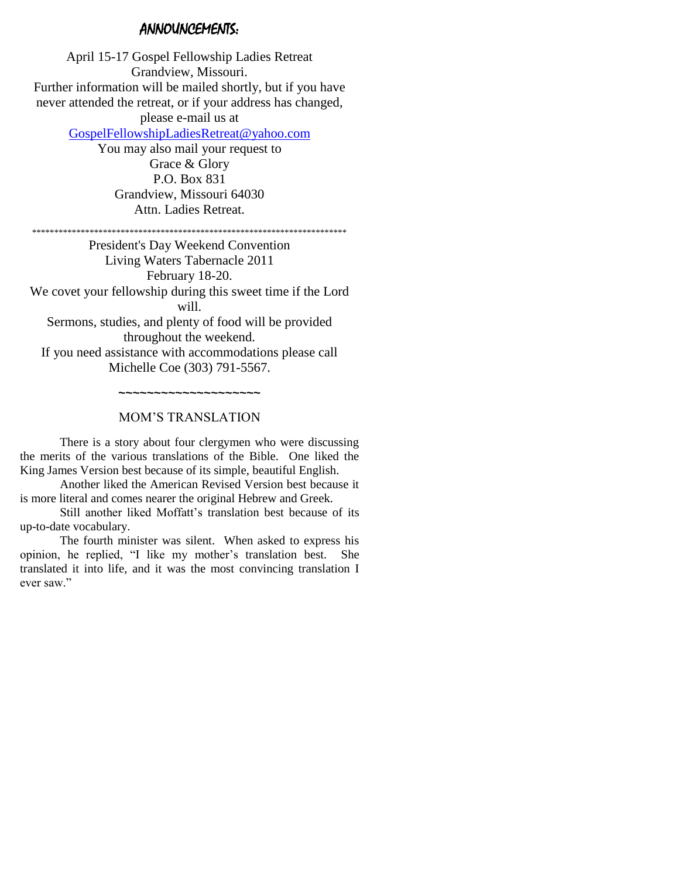## ANNOUNCEMENTS:

April 15-17 Gospel Fellowship Ladies Retreat
Grandview, Missouri.
Further information will be mailed shortly, but if you have never attended the retreat, or if your address has changed, please e-mail us at
GospelFellowshipLadiesRetreat@yahoo.com
You may also mail your request to
Grace & Glory
P.O. Box 831
Grandview, Missouri 64030
Attn. Ladies Retreat.

**************************************************************************

President's Day Weekend Convention
Living Waters Tabernacle 2011
February 18-20.
We covet your fellowship during this sweet time if the Lord will.
Sermons, studies, and plenty of food will be provided throughout the weekend.
If you need assistance with accommodations please call Michelle Coe (303) 791-5567.

~~~~~~~~~~~~~~~~~~~~

### MOM'S TRANSLATION

There is a story about four clergymen who were discussing the merits of the various translations of the Bible. One liked the King James Version best because of its simple, beautiful English.

Another liked the American Revised Version best because it is more literal and comes nearer the original Hebrew and Greek.

Still another liked Moffatt's translation best because of its up-to-date vocabulary.

The fourth minister was silent. When asked to express his opinion, he replied, "I like my mother's translation best. She translated it into life, and it was the most convincing translation I ever saw."